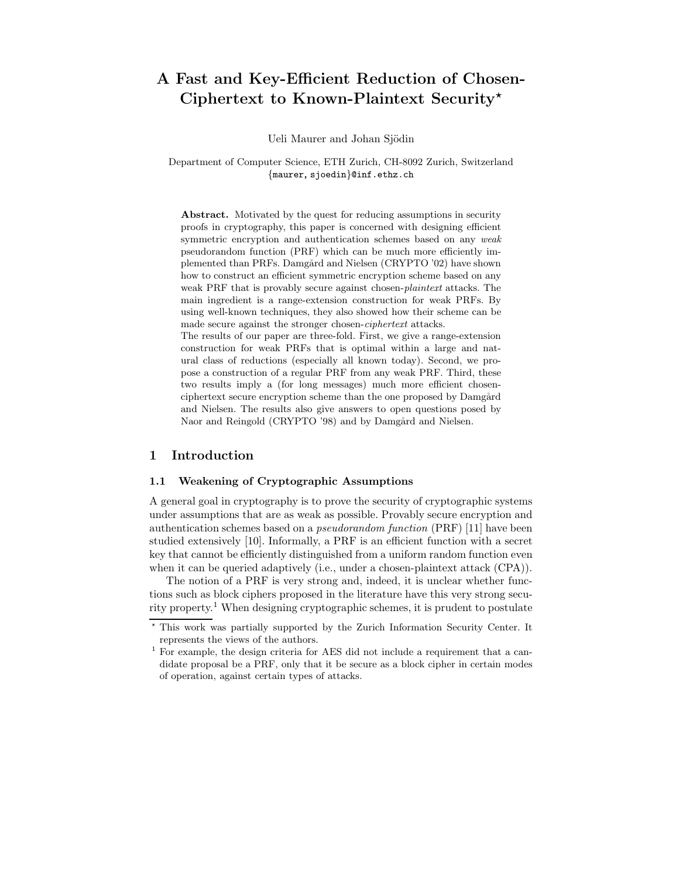# A Fast and Key-Efficient Reduction of Chosen-Ciphertext to Known-Plaintext Security*

Ueli Maurer and Johan Sjödin

Department of Computer Science, ETH Zurich, CH-8092 Zurich, Switzerland
{maurer, sjoedin}@inf.ethz.ch

**Abstract.** Motivated by the quest for reducing assumptions in security proofs in cryptography, this paper is concerned with designing efficient symmetric encryption and authentication schemes based on any *weak* pseudorandom function (PRF) which can be much more efficiently implemented than PRFs. Damgård and Nielsen (CRYPTO '02) have shown how to construct an efficient symmetric encryption scheme based on any weak PRF that is provably secure against chosen-*plaintext* attacks. The main ingredient is a range-extension construction for weak PRFs. By using well-known techniques, they also showed how their scheme can be made secure against the stronger chosen-*ciphertext* attacks.

The results of our paper are three-fold. First, we give a range-extension construction for weak PRFs that is optimal within a large and natural class of reductions (especially all known today). Second, we propose a construction of a regular PRF from any weak PRF. Third, these two results imply a (for long messages) much more efficient chosen-ciphertext secure encryption scheme than the one proposed by Damgård and Nielsen. The results also give answers to open questions posed by Naor and Reingold (CRYPTO '98) and by Damgård and Nielsen.

## 1 Introduction

### 1.1 Weakening of Cryptographic Assumptions

A general goal in cryptography is to prove the security of cryptographic systems under assumptions that are as weak as possible. Provably secure encryption and authentication schemes based on a *pseudorandom function* (PRF) [11] have been studied extensively [10]. Informally, a PRF is an efficient function with a secret key that cannot be efficiently distinguished from a uniform random function even when it can be queried adaptively (i.e., under a chosen-plaintext attack (CPA)).

The notion of a PRF is very strong and, indeed, it is unclear whether functions such as block ciphers proposed in the literature have this very strong security property.[1] When designing cryptographic schemes, it is prudent to postulate

---

* This work was partially supported by the Zurich Information Security Center. It represents the views of the authors.

[1] For example, the design criteria for AES did not include a requirement that a candidate proposal be a PRF, only that it be secure as a block cipher in certain modes of operation, against certain types of attacks.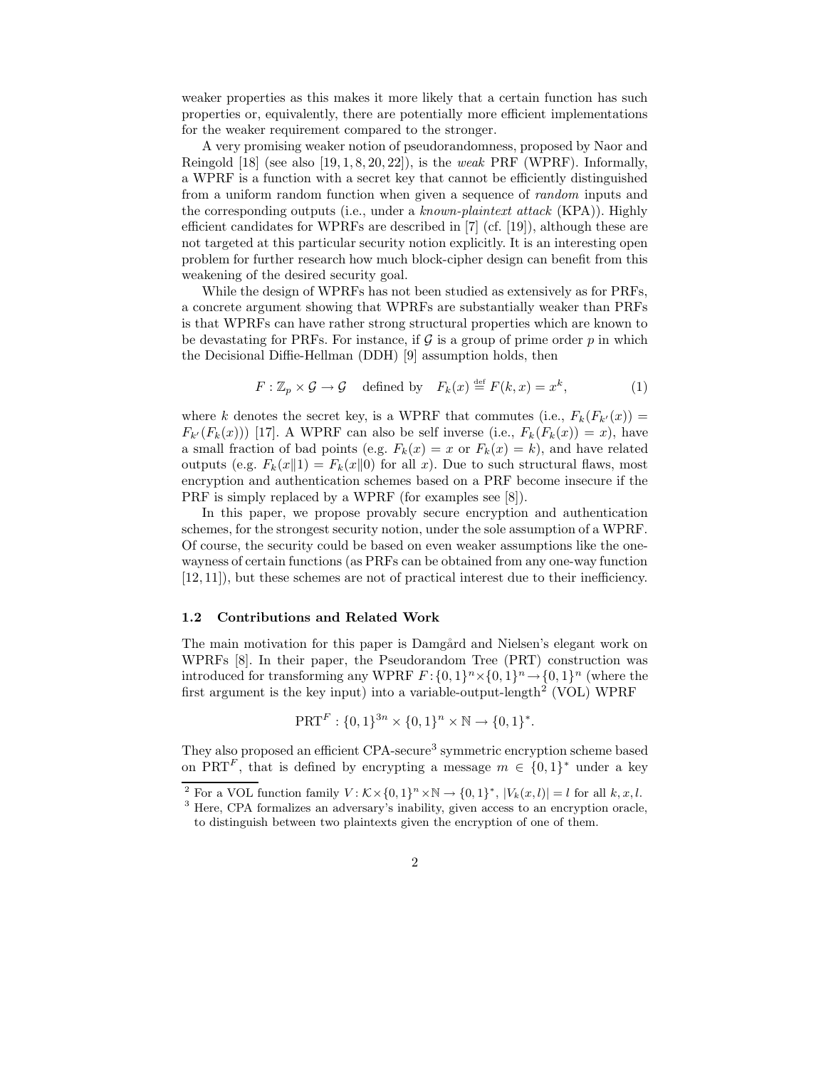weaker properties as this makes it more likely that a certain function has such properties or, equivalently, there are potentially more efficient implementations for the weaker requirement compared to the stronger.

A very promising weaker notion of pseudorandomness, proposed by Naor and Reingold [18] (see also [19, 1, 8, 20, 22]), is the *weak* PRF (WPRF). Informally, a WPRF is a function with a secret key that cannot be efficiently distinguished from a uniform random function when given a sequence of *random* inputs and the corresponding outputs (i.e., under a *known-plaintext attack* (KPA)). Highly efficient candidates for WPRFs are described in [7] (cf. [19]), although these are not targeted at this particular security notion explicitly. It is an interesting open problem for further research how much block-cipher design can benefit from this weakening of the desired security goal.

While the design of WPRFs has not been studied as extensively as for PRFs, a concrete argument showing that WPRFs are substantially weaker than PRFs is that WPRFs can have rather strong structural properties which are known to be devastating for PRFs. For instance, if $\mathcal{G}$ is a group of prime order $p$ in which the Decisional Diffie-Hellman (DDH) [9] assumption holds, then

$$F : \mathbb{Z}_p \times \mathcal{G} \to \mathcal{G} \quad \text{defined by} \quad F_k(x) \stackrel{\text{def}}{=} F(k, x) = x^k, \tag{1}$$

where $k$ denotes the secret key, is a WPRF that commutes (i.e., $F_k(F_{k'}(x)) = F_{k'}(F_k(x))$) [17]. A WPRF can also be self inverse (i.e., $F_k(F_k(x)) = x$), have a small fraction of bad points (e.g. $F_k(x) = x$ or $F_k(x) = k$), and have related outputs (e.g. $F_k(x\|1) = F_k(x\|0)$ for all $x$). Due to such structural flaws, most encryption and authentication schemes based on a PRF become insecure if the PRF is simply replaced by a WPRF (for examples see [8]).

In this paper, we propose provably secure encryption and authentication schemes, for the strongest security notion, under the sole assumption of a WPRF. Of course, the security could be based on even weaker assumptions like the one-wayness of certain functions (as PRFs can be obtained from any one-way function [12, 11]), but these schemes are not of practical interest due to their inefficiency.

### 1.2 Contributions and Related Work

The main motivation for this paper is Damgård and Nielsen's elegant work on WPRFs [8]. In their paper, the Pseudorandom Tree (PRT) construction was introduced for transforming any WPRF $F : \{0,1\}^n \times \{0,1\}^n \to \{0,1\}^n$ (where the first argument is the key input) into a variable-output-length[2] (VOL) WPRF

$$\mathrm{PRT}^F : \{0,1\}^{3n} \times \{0,1\}^n \times \mathbb{N} \to \{0,1\}^*.$$

They also proposed an efficient CPA-secure[3] symmetric encryption scheme based on $\mathrm{PRT}^F$, that is defined by encrypting a message $m \in \{0,1\}^*$ under a key

[2] For a VOL function family $V : \mathcal{K} \times \{0,1\}^n \times \mathbb{N} \to \{0,1\}^*$, $|V_k(x, l)| = l$ for all $k, x, l$.

[3] Here, CPA formalizes an adversary's inability, given access to an encryption oracle, to distinguish between two plaintexts given the encryption of one of them.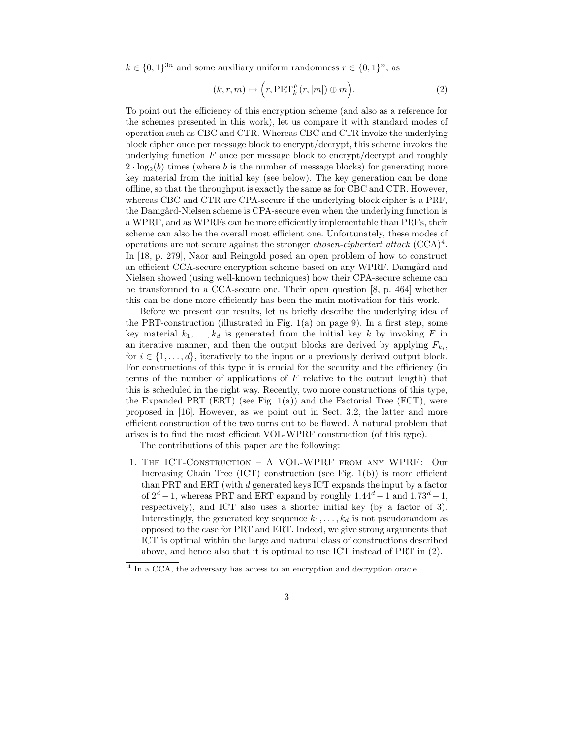$k \in \{0,1\}^{3n}$ and some auxiliary uniform randomness $r \in \{0,1\}^n$, as

$$(k, r, m) \mapsto \Big(r, \mathrm{PRT}_k^F(r, |m|) \oplus m\Big). \tag{2}$$

To point out the efficiency of this encryption scheme (and also as a reference for the schemes presented in this work), let us compare it with standard modes of operation such as CBC and CTR. Whereas CBC and CTR invoke the underlying block cipher once per message block to encrypt/decrypt, this scheme invokes the underlying function $F$ once per message block to encrypt/decrypt and roughly $2 \cdot \log_2(b)$ times (where $b$ is the number of message blocks) for generating more key material from the initial key (see below). The key generation can be done offline, so that the throughput is exactly the same as for CBC and CTR. However, whereas CBC and CTR are CPA-secure if the underlying block cipher is a PRF, the Damgård-Nielsen scheme is CPA-secure even when the underlying function is a WPRF, and as WPRFs can be more efficiently implementable than PRFs, their scheme can also be the overall most efficient one. Unfortunately, these modes of operations are not secure against the stronger *chosen-ciphertext attack* (CCA)[4]. In [18, p. 279], Naor and Reingold posed an open problem of how to construct an efficient CCA-secure encryption scheme based on any WPRF. Damgård and Nielsen showed (using well-known techniques) how their CPA-secure scheme can be transformed to a CCA-secure one. Their open question [8, p. 464] whether this can be done more efficiently has been the main motivation for this work.

Before we present our results, let us briefly describe the underlying idea of the PRT-construction (illustrated in Fig. 1(a) on page 9). In a first step, some key material $k_1, \ldots, k_d$ is generated from the initial key $k$ by invoking $F$ in an iterative manner, and then the output blocks are derived by applying $F_{k_i}$, for $i \in \{1, \ldots, d\}$, iteratively to the input or a previously derived output block. For constructions of this type it is crucial for the security and the efficiency (in terms of the number of applications of $F$ relative to the output length) that this is scheduled in the right way. Recently, two more constructions of this type, the Expanded PRT (ERT) (see Fig. 1(a)) and the Factorial Tree (FCT), were proposed in [16]. However, as we point out in Sect. 3.2, the latter and more efficient construction of the two turns out to be flawed. A natural problem that arises is to find the most efficient VOL-WPRF construction (of this type).

The contributions of this paper are the following:

1. The ICT-Construction – A VOL-WPRF from any WPRF: Our Increasing Chain Tree (ICT) construction (see Fig. 1(b)) is more efficient than PRT and ERT (with $d$ generated keys ICT expands the input by a factor of $2^d - 1$, whereas PRT and ERT expand by roughly $1.44^d - 1$ and $1.73^d - 1$, respectively), and ICT also uses a shorter initial key (by a factor of 3). Interestingly, the generated key sequence $k_1, \ldots, k_d$ is not pseudorandom as opposed to the case for PRT and ERT. Indeed, we give strong arguments that ICT is optimal within the large and natural class of constructions described above, and hence also that it is optimal to use ICT instead of PRT in (2).

[4] In a CCA, the adversary has access to an encryption and decryption oracle.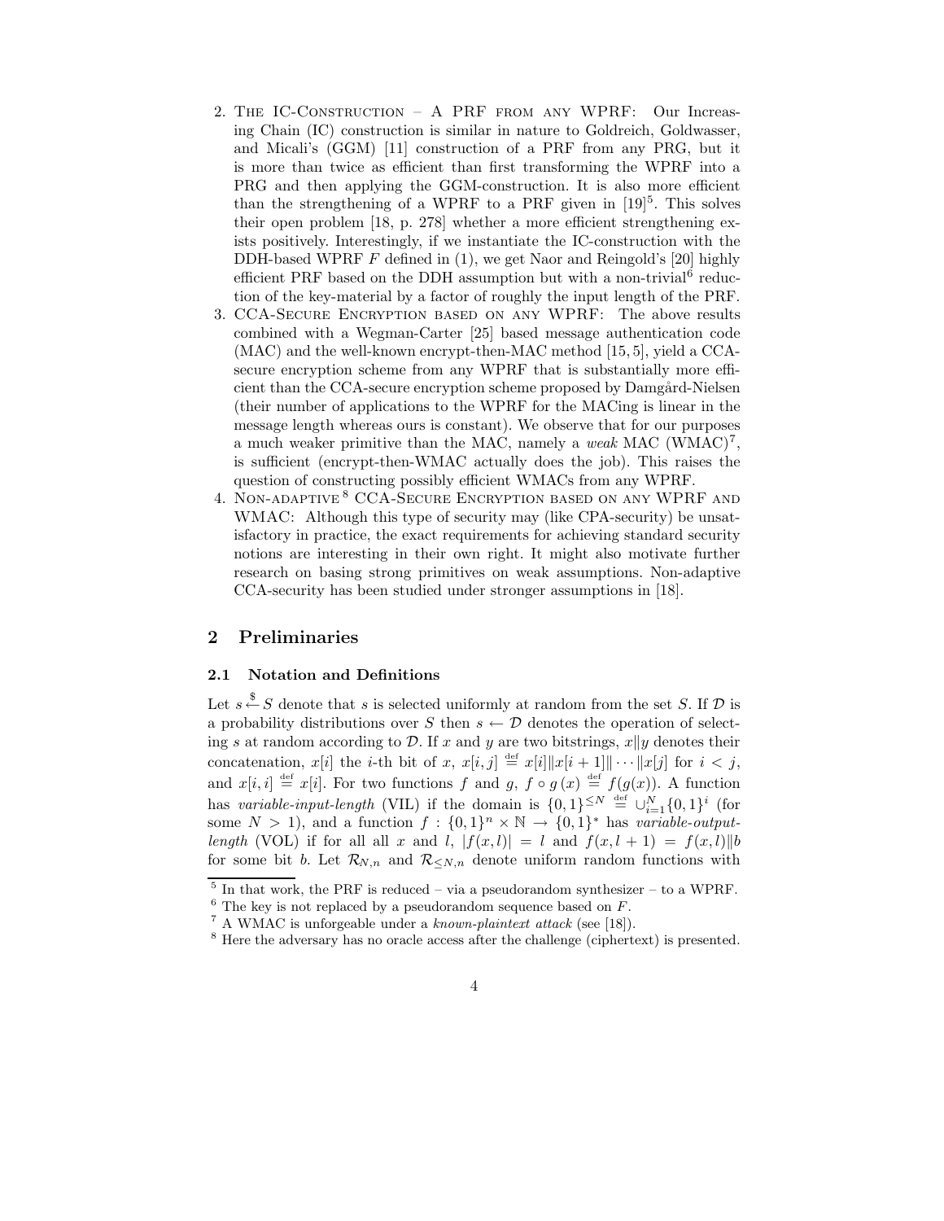2. The IC-Construction – A PRF from any WPRF: Our Increasing Chain (IC) construction is similar in nature to Goldreich, Goldwasser, and Micali's (GGM) [11] construction of a PRF from any PRG, but it is more than twice as efficient than first transforming the WPRF into a PRG and then applying the GGM-construction. It is also more efficient than the strengthening of a WPRF to a PRF given in [19][5]. This solves their open problem [18, p. 278] whether a more efficient strengthening exists positively. Interestingly, if we instantiate the IC-construction with the DDH-based WPRF $F$ defined in (1), we get Naor and Reingold's [20] highly efficient PRF based on the DDH assumption but with a non-trivial[6] reduction of the key-material by a factor of roughly the input length of the PRF.
3. CCA-Secure Encryption based on any WPRF: The above results combined with a Wegman-Carter [25] based message authentication code (MAC) and the well-known encrypt-then-MAC method [15, 5], yield a CCA-secure encryption scheme from any WPRF that is substantially more efficient than the CCA-secure encryption scheme proposed by Damgård-Nielsen (their number of applications to the WPRF for the MACing is linear in the message length whereas ours is constant). We observe that for our purposes a much weaker primitive than the MAC, namely a *weak* MAC (WMAC)[7], is sufficient (encrypt-then-WMAC actually does the job). This raises the question of constructing possibly efficient WMACs from any WPRF.
4. Non-adaptive[8] CCA-Secure Encryption based on any WPRF and WMAC: Although this type of security may (like CPA-security) be unsatisfactory in practice, the exact requirements for achieving standard security notions are interesting in their own right. It might also motivate further research on basing strong primitives on weak assumptions. Non-adaptive CCA-security has been studied under stronger assumptions in [18].

## 2 Preliminaries

### 2.1 Notation and Definitions

Let $s \xleftarrow{\$} S$ denote that $s$ is selected uniformly at random from the set $S$. If $\mathcal{D}$ is a probability distributions over $S$ then $s \leftarrow \mathcal{D}$ denotes the operation of selecting $s$ at random according to $\mathcal{D}$. If $x$ and $y$ are two bitstrings, $x\|y$ denotes their concatenation, $x[i]$ the $i$-th bit of $x$, $x[i,j] \stackrel{\text{def}}{=} x[i]\|x[i+1]\|\cdots\|x[j]$ for $i < j$, and $x[i,i] \stackrel{\text{def}}{=} x[i]$. For two functions $f$ and $g$, $f \circ g\,(x) \stackrel{\text{def}}{=} f(g(x))$. A function has *variable-input-length* (VIL) if the domain is $\{0,1\}^{\leq N} \stackrel{\text{def}}{=} \cup_{i=1}^{N}\{0,1\}^i$ (for some $N > 1$), and a function $f : \{0,1\}^n \times \mathbb{N} \rightarrow \{0,1\}^*$ has *variable-output-length* (VOL) if for all all $x$ and $l$, $|f(x,l)| = l$ and $f(x, l+1) = f(x,l)\|b$ for some bit $b$. Let $\mathcal{R}_{N,n}$ and $\mathcal{R}_{\leq N,n}$ denote uniform random functions with

[5] In that work, the PRF is reduced – via a pseudorandom synthesizer – to a WPRF.

[6] The key is not replaced by a pseudorandom sequence based on $F$.

[7] A WMAC is unforgeable under a *known-plaintext attack* (see [18]).

[8] Here the adversary has no oracle access after the challenge (ciphertext) is presented.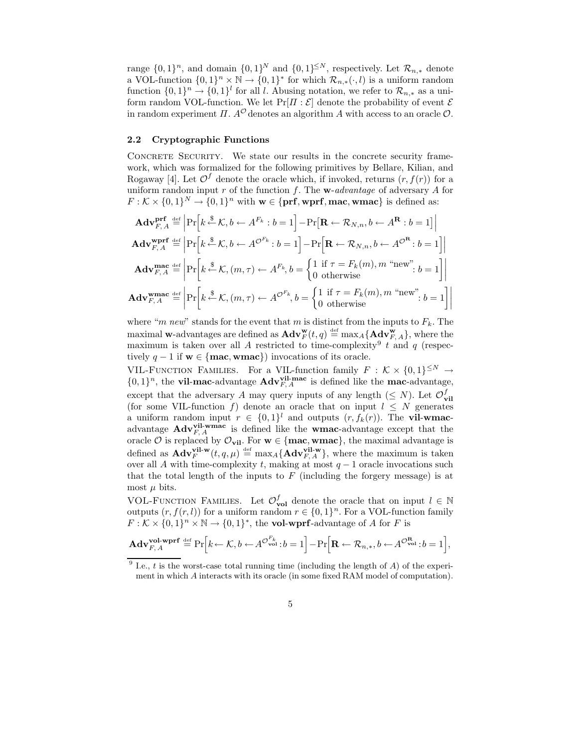range $\{0,1\}^n$, and domain $\{0,1\}^N$ and $\{0,1\}^{\leq N}$, respectively. Let $\mathcal{R}_{n,*}$ denote a VOL-function $\{0,1\}^n \times \mathbb{N} \to \{0,1\}^*$ for which $\mathcal{R}_{n,*}(\cdot, l)$ is a uniform random function $\{0,1\}^n \to \{0,1\}^l$ for all $l$. Abusing notation, we refer to $\mathcal{R}_{n,*}$ as a uniform random VOL-function. We let $\Pr[\Pi : \mathcal{E}]$ denote the probability of event $\mathcal{E}$ in random experiment $\Pi$. $A^{\mathcal{O}}$ denotes an algorithm $A$ with access to an oracle $\mathcal{O}$.

### 2.2 Cryptographic Functions

CONCRETE SECURITY. We state our results in the concrete security framework, which was formalized for the following primitives by Bellare, Kilian, and Rogaway [4]. Let $\mathcal{O}^f$ denote the oracle which, if invoked, returns $(r, f(r))$ for a uniform random input $r$ of the function $f$. The $\mathbf{w}$-*advantage* of adversary $A$ for $F : \mathcal{K} \times \{0,1\}^N \to \{0,1\}^n$ with $\mathbf{w} \in \{\mathbf{prf}, \mathbf{wprf}, \mathbf{mac}, \mathbf{wmac}\}$ is defined as:

$$\mathbf{Adv}_{F,A}^{\mathbf{prf}} \stackrel{\text{def}}{=} \left| \Pr\left[k \stackrel{\$}{\leftarrow} \mathcal{K}, b \leftarrow A^{F_k} : b = 1\right] - \Pr\left[\mathbf{R} \leftarrow \mathcal{R}_{N,n}, b \leftarrow A^{\mathbf{R}} : b = 1\right] \right|$$

$$\mathbf{Adv}_{F,A}^{\mathbf{wprf}} \stackrel{\text{def}}{=} \left| \Pr\left[k \stackrel{\$}{\leftarrow} \mathcal{K}, b \leftarrow A^{\mathcal{O}^{F_k}} : b = 1\right] - \Pr\left[\mathbf{R} \leftarrow \mathcal{R}_{N,n}, b \leftarrow A^{\mathcal{O}^{\mathbf{R}}} : b = 1\right] \right|$$

$$\mathbf{Adv}_{F,A}^{\mathbf{mac}} \stackrel{\text{def}}{=} \left| \Pr\left[k \stackrel{\$}{\leftarrow} \mathcal{K}, (m,\tau) \leftarrow A^{F_k}, b = \begin{cases} 1 \text{ if } \tau = F_k(m), m \text{ "new"} \\ 0 \text{ otherwise} \end{cases} : b = 1\right] \right|$$

$$\mathbf{Adv}_{F,A}^{\mathbf{wmac}} \stackrel{\text{def}}{=} \left| \Pr\left[k \stackrel{\$}{\leftarrow} \mathcal{K}, (m,\tau) \leftarrow A^{\mathcal{O}^{F_k}}, b = \begin{cases} 1 \text{ if } \tau = F_k(m), m \text{ "new"} \\ 0 \text{ otherwise} \end{cases} : b = 1\right] \right|$$

where "*m new*" stands for the event that $m$ is distinct from the inputs to $F_k$. The maximal $\mathbf{w}$-advantages are defined as $\mathbf{Adv}_F^{\mathbf{w}}(t,q) \stackrel{\text{def}}{=} \max_A\{\mathbf{Adv}_{F,A}^{\mathbf{w}}\}$, where the maximum is taken over all $A$ restricted to time-complexity[9] $t$ and $q$ (respectively $q-1$ if $\mathbf{w} \in \{\mathbf{mac}, \mathbf{wmac}\}$) invocations of its oracle.

VIL-FUNCTION FAMILIES. For a VIL-function family $F : \mathcal{K} \times \{0,1\}^{\leq N} \to \{0,1\}^n$, the **vil-mac**-advantage $\mathbf{Adv}_{F,A}^{\mathbf{vil\text{-}mac}}$ is defined like the **mac**-advantage, except that the adversary $A$ may query inputs of any length ($\leq N$). Let $\mathcal{O}_{\mathbf{vil}}^f$ (for some VIL-function $f$) denote an oracle that on input $l \leq N$ generates a uniform random input $r \in \{0,1\}^l$ and outputs $(r, f_k(r))$. The **vil-wmac**-advantage $\mathbf{Adv}_{F,A}^{\mathbf{vil\text{-}wmac}}$ is defined like the **wmac**-advantage except that the oracle $\mathcal{O}$ is replaced by $\mathcal{O}_{\mathbf{vil}}$. For $\mathbf{w} \in \{\mathbf{mac}, \mathbf{wmac}\}$, the maximal advantage is defined as $\mathbf{Adv}_F^{\mathbf{vil\text{-}w}}(t,q,\mu) \stackrel{\text{def}}{=} \max_A\{\mathbf{Adv}_{F,A}^{\mathbf{vil\text{-}w}}\}$, where the maximum is taken over all $A$ with time-complexity $t$, making at most $q-1$ oracle invocations such that the total length of the inputs to $F$ (including the forgery message) is at most $\mu$ bits.

VOL-FUNCTION FAMILIES. Let $\mathcal{O}_{\mathbf{vol}}^f$ denote the oracle that on input $l \in \mathbb{N}$ outputs $(r, f(r,l))$ for a uniform random $r \in \{0,1\}^n$. For a VOL-function family $F : \mathcal{K} \times \{0,1\}^n \times \mathbb{N} \to \{0,1\}^*$, the **vol-wprf**-advantage of $A$ for $F$ is

$$\mathbf{Adv}_{F,A}^{\mathbf{vol\text{-}wprf}} \stackrel{\text{def}}{=} \Pr\left[k \leftarrow \mathcal{K}, b \leftarrow A^{\mathcal{O}_{\mathbf{vol}}^{F_k}} : b = 1\right] - \Pr\left[\mathbf{R} \leftarrow \mathcal{R}_{n,*}, b \leftarrow A^{\mathcal{O}_{\mathbf{vol}}^{\mathbf{R}}} : b = 1\right],$$

[9] I.e., $t$ is the worst-case total running time (including the length of $A$) of the experiment in which $A$ interacts with its oracle (in some fixed RAM model of computation).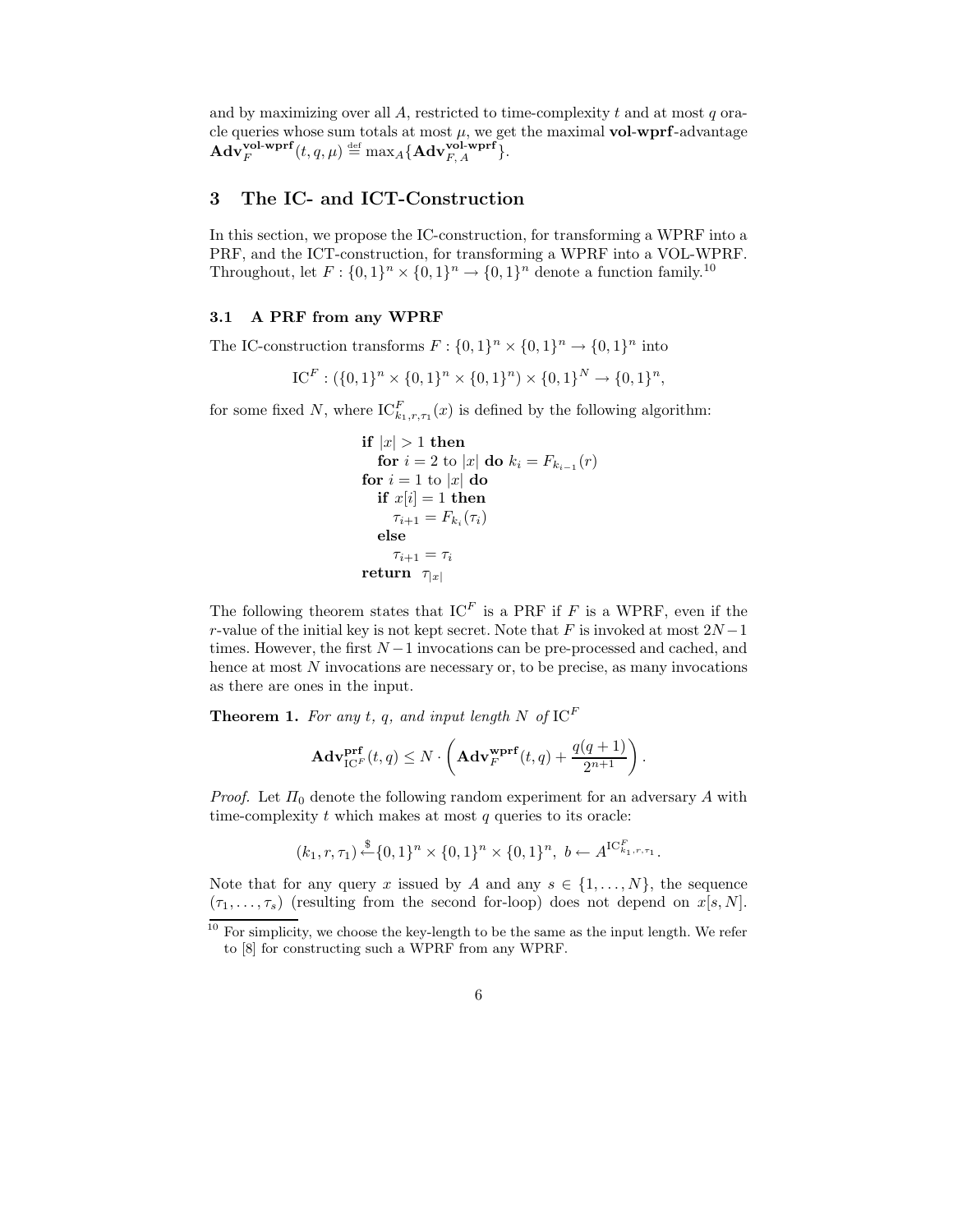and by maximizing over all $A$, restricted to time-complexity $t$ and at most $q$ oracle queries whose sum totals at most $\mu$, we get the maximal **vol-wprf**-advantage $\mathbf{Adv}_F^{\mathbf{vol\text{-}wprf}}(t, q, \mu) \stackrel{\text{def}}{=} \max_A\{\mathbf{Adv}_{F,A}^{\mathbf{vol\text{-}wprf}}\}$.

## 3 The IC- and ICT-Construction

In this section, we propose the IC-construction, for transforming a WPRF into a PRF, and the ICT-construction, for transforming a WPRF into a VOL-WPRF. Throughout, let $F : \{0,1\}^n \times \{0,1\}^n \to \{0,1\}^n$ denote a function family.[10]

### 3.1 A PRF from any WPRF

The IC-construction transforms $F : \{0,1\}^n \times \{0,1\}^n \to \{0,1\}^n$ into

$$\mathrm{IC}^F : (\{0,1\}^n \times \{0,1\}^n \times \{0,1\}^n) \times \{0,1\}^N \to \{0,1\}^n,$$

for some fixed $N$, where $\mathrm{IC}^F_{k_1,r,\tau_1}(x)$ is defined by the following algorithm:

$$
\begin{array}{l}
\textbf{if } |x| > 1 \textbf{ then} \\
\quad \textbf{for } i = 2 \text{ to } |x| \textbf{ do } k_i = F_{k_{i-1}}(r) \\
\textbf{for } i = 1 \text{ to } |x| \textbf{ do} \\
\quad \textbf{if } x[i] = 1 \textbf{ then} \\
\quad\quad \tau_{i+1} = F_{k_i}(\tau_i) \\
\quad \textbf{else} \\
\quad\quad \tau_{i+1} = \tau_i \\
\textbf{return } \ \tau_{|x|}
\end{array}
$$

The following theorem states that $\mathrm{IC}^F$ is a PRF if $F$ is a WPRF, even if the $r$-value of the initial key is not kept secret. Note that $F$ is invoked at most $2N-1$ times. However, the first $N-1$ invocations can be pre-processed and cached, and hence at most $N$ invocations are necessary or, to be precise, as many invocations as there are ones in the input.

**Theorem 1.** *For any $t$, $q$, and input length $N$ of* $\mathrm{IC}^F$

$$\mathbf{Adv}^{\mathbf{prf}}_{\mathrm{IC}^F}(t, q) \leq N \cdot \left( \mathbf{Adv}^{\mathbf{wprf}}_F(t, q) + \frac{q(q+1)}{2^{n+1}} \right).$$

*Proof.* Let $\Pi_0$ denote the following random experiment for an adversary $A$ with time-complexity $t$ which makes at most $q$ queries to its oracle:

$$(k_1, r, \tau_1) \xleftarrow{\$} \{0,1\}^n \times \{0,1\}^n \times \{0,1\}^n, \ b \leftarrow A^{\mathrm{IC}^F_{k_1,r,\tau_1}}.$$

Note that for any query $x$ issued by $A$ and any $s \in \{1, \ldots, N\}$, the sequence $(\tau_1, \ldots, \tau_s)$ (resulting from the second for-loop) does not depend on $x[s, N]$.

---

[10] For simplicity, we choose the key-length to be the same as the input length. We refer to [8] for constructing such a WPRF from any WPRF.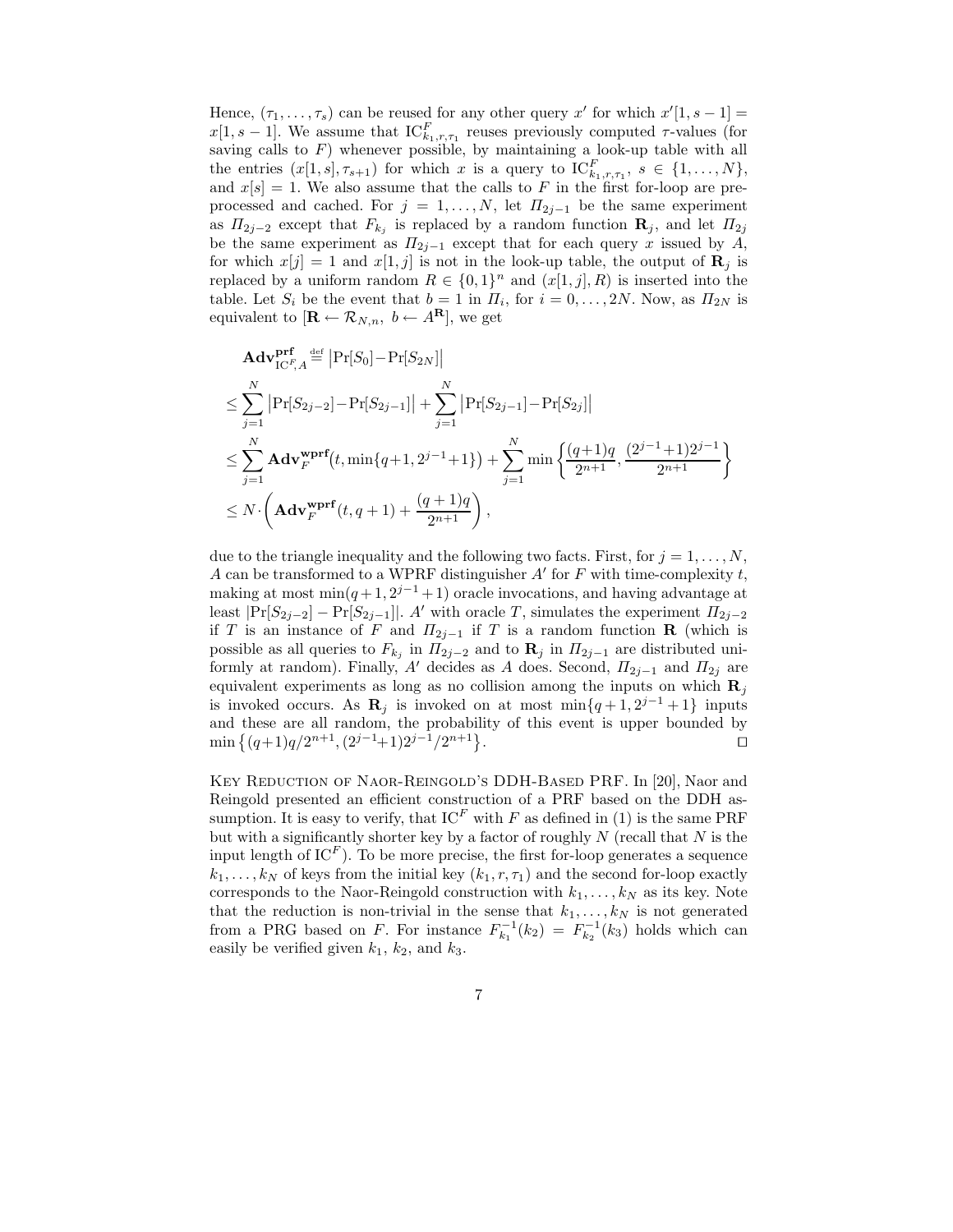Hence, $(\tau_1, \ldots, \tau_s)$ can be reused for any other query $x'$ for which $x'[1, s-1] = x[1, s-1]$. We assume that $\mathrm{IC}^F_{k_1,r,\tau_1}$ reuses previously computed $\tau$-values (for saving calls to $F$) whenever possible, by maintaining a look-up table with all the entries $(x[1,s], \tau_{s+1})$ for which $x$ is a query to $\mathrm{IC}^F_{k_1,r,\tau_1}$, $s \in \{1, \ldots, N\}$, and $x[s] = 1$. We also assume that the calls to $F$ in the first for-loop are preprocessed and cached. For $j = 1, \ldots, N$, let $\Pi_{2j-1}$ be the same experiment as $\Pi_{2j-2}$ except that $F_{k_j}$ is replaced by a random function $\mathbf{R}_j$, and let $\Pi_{2j}$ be the same experiment as $\Pi_{2j-1}$ except that for each query $x$ issued by $A$, for which $x[j] = 1$ and $x[1, j]$ is not in the look-up table, the output of $\mathbf{R}_j$ is replaced by a uniform random $R \in \{0, 1\}^n$ and $(x[1, j], R)$ is inserted into the table. Let $S_i$ be the event that $b = 1$ in $\Pi_i$, for $i = 0, \ldots, 2N$. Now, as $\Pi_{2N}$ is equivalent to $[\mathbf{R} \leftarrow \mathcal{R}_{N,n},\ b \leftarrow A^{\mathbf{R}}]$, we get

$$
\begin{aligned}
&\mathbf{Adv}^{\mathbf{prf}}_{\mathrm{IC}^F, A} \stackrel{\text{def}}{=} \left|\Pr[S_0] - \Pr[S_{2N}]\right| \\
&\le \sum_{j=1}^{N} \left|\Pr[S_{2j-2}] - \Pr[S_{2j-1}]\right| + \sum_{j=1}^{N} \left|\Pr[S_{2j-1}] - \Pr[S_{2j}]\right| \\
&\le \sum_{j=1}^{N} \mathbf{Adv}^{\mathbf{wprf}}_{F}\big(t, \min\{q+1, 2^{j-1}+1\}\big) + \sum_{j=1}^{N} \min\left\{\frac{(q+1)q}{2^{n+1}}, \frac{(2^{j-1}+1)2^{j-1}}{2^{n+1}}\right\} \\
&\le N \cdot \left(\mathbf{Adv}^{\mathbf{wprf}}_{F}(t, q+1) + \frac{(q+1)q}{2^{n+1}}\right),
\end{aligned}
$$

due to the triangle inequality and the following two facts. First, for $j = 1, \ldots, N$, $A$ can be transformed to a WPRF distinguisher $A'$ for $F$ with time-complexity $t$, making at most $\min(q+1, 2^{j-1}+1)$ oracle invocations, and having advantage at least $|\Pr[S_{2j-2}] - \Pr[S_{2j-1}]|$. $A'$ with oracle $T$, simulates the experiment $\Pi_{2j-2}$ if $T$ is an instance of $F$ and $\Pi_{2j-1}$ if $T$ is a random function $\mathbf{R}$ (which is possible as all queries to $F_{k_j}$ in $\Pi_{2j-2}$ and to $\mathbf{R}_j$ in $\Pi_{2j-1}$ are distributed uniformly at random). Finally, $A'$ decides as $A$ does. Second, $\Pi_{2j-1}$ and $\Pi_{2j}$ are equivalent experiments as long as no collision among the inputs on which $\mathbf{R}_j$ is invoked occurs. As $\mathbf{R}_j$ is invoked on at most $\min\{q+1, 2^{j-1}+1\}$ inputs and these are all random, the probability of this event is upper bounded by $\min\left\{(q+1)q/2^{n+1}, (2^{j-1}+1)2^{j-1}/2^{n+1}\right\}$. □

**Key Reduction of Naor-Reingold's DDH-Based PRF.** In [20], Naor and Reingold presented an efficient construction of a PRF based on the DDH assumption. It is easy to verify, that $\mathrm{IC}^F$ with $F$ as defined in (1) is the same PRF but with a significantly shorter key by a factor of roughly $N$ (recall that $N$ is the input length of $\mathrm{IC}^F$). To be more precise, the first for-loop generates a sequence $k_1, \ldots, k_N$ of keys from the initial key $(k_1, r, \tau_1)$ and the second for-loop exactly corresponds to the Naor-Reingold construction with $k_1, \ldots, k_N$ as its key. Note that the reduction is non-trivial in the sense that $k_1, \ldots, k_N$ is not generated from a PRG based on $F$. For instance $F^{-1}_{k_1}(k_2) = F^{-1}_{k_2}(k_3)$ holds which can easily be verified given $k_1$, $k_2$, and $k_3$.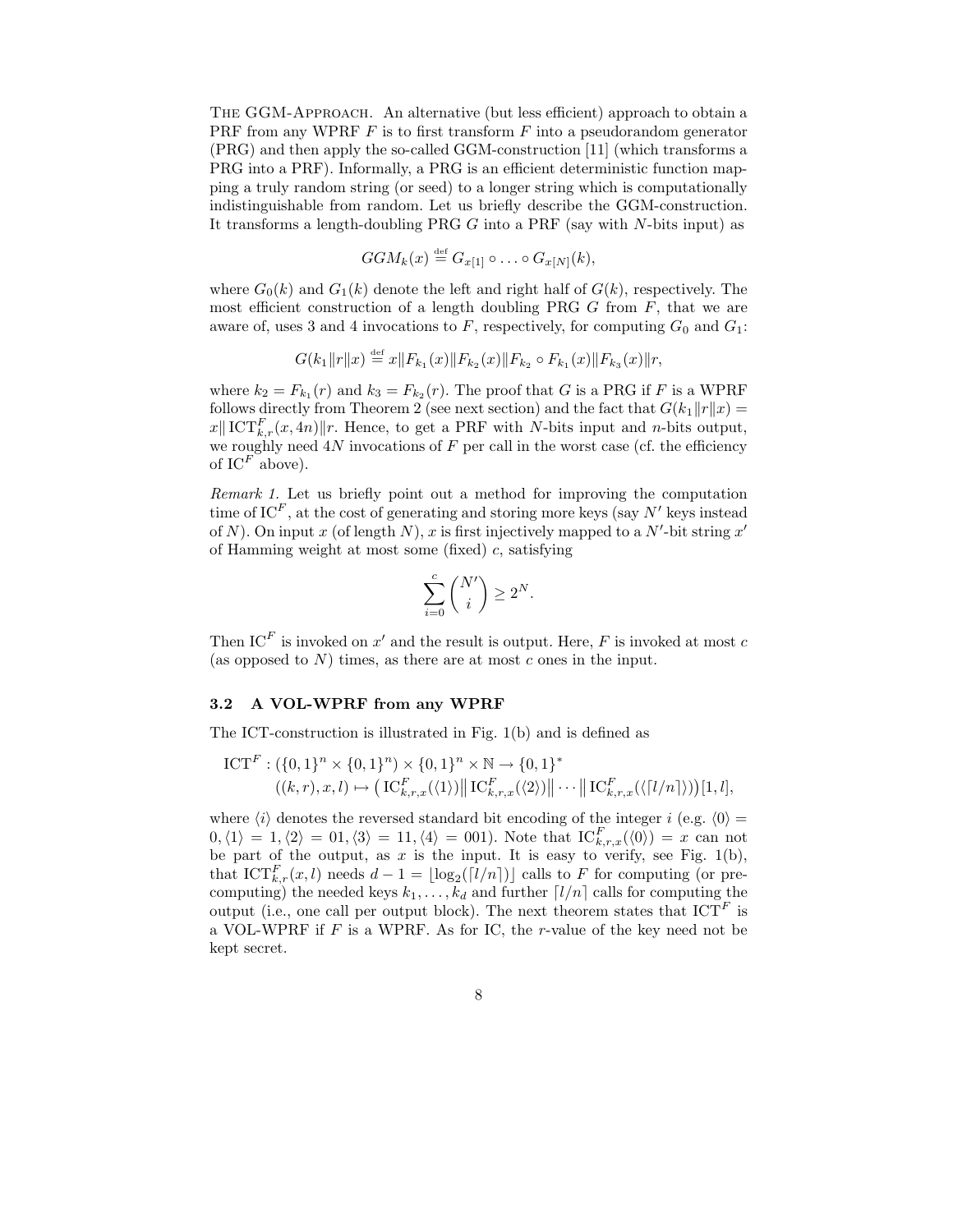**The GGM-Approach.** An alternative (but less efficient) approach to obtain a PRF from any WPRF $F$ is to first transform $F$ into a pseudorandom generator (PRG) and then apply the so-called GGM-construction [11] (which transforms a PRG into a PRF). Informally, a PRG is an efficient deterministic function mapping a truly random string (or seed) to a longer string which is computationally indistinguishable from random. Let us briefly describe the GGM-construction. It transforms a length-doubling PRG $G$ into a PRF (say with $N$-bits input) as

$$GGM_k(x) \stackrel{\text{def}}{=} G_{x[1]} \circ \ldots \circ G_{x[N]}(k),$$

where $G_0(k)$ and $G_1(k)$ denote the left and right half of $G(k)$, respectively. The most efficient construction of a length doubling PRG $G$ from $F$, that we are aware of, uses 3 and 4 invocations to $F$, respectively, for computing $G_0$ and $G_1$:

$$G(k_1\|r\|x) \stackrel{\text{def}}{=} x\|F_{k_1}(x)\|F_{k_2}(x)\|F_{k_2} \circ F_{k_1}(x)\|F_{k_3}(x)\|r,$$

where $k_2 = F_{k_1}(r)$ and $k_3 = F_{k_2}(r)$. The proof that $G$ is a PRG if $F$ is a WPRF follows directly from Theorem 2 (see next section) and the fact that $G(k_1\|r\|x) = x\|\,\mathrm{ICT}^F_{k,r}(x, 4n)\|r$. Hence, to get a PRF with $N$-bits input and $n$-bits output, we roughly need $4N$ invocations of $F$ per call in the worst case (cf. the efficiency of $\mathrm{IC}^F$ above).

*Remark 1.* Let us briefly point out a method for improving the computation time of $\mathrm{IC}^F$, at the cost of generating and storing more keys (say $N'$ keys instead of $N$). On input $x$ (of length $N$), $x$ is first injectively mapped to a $N'$-bit string $x'$ of Hamming weight at most some (fixed) $c$, satisfying

$$\sum_{i=0}^{c} \binom{N'}{i} \geq 2^N.$$

Then $\mathrm{IC}^F$ is invoked on $x'$ and the result is output. Here, $F$ is invoked at most $c$ (as opposed to $N$) times, as there are at most $c$ ones in the input.

### 3.2 A VOL-WPRF from any WPRF

The ICT-construction is illustrated in Fig. 1(b) and is defined as

$$\begin{aligned}\mathrm{ICT}^F &: (\{0,1\}^n \times \{0,1\}^n) \times \{0,1\}^n \times \mathbb{N} \to \{0,1\}^* \\ &((k,r),x,l) \mapsto \left(\mathrm{IC}^F_{k,r,x}(\langle 1\rangle)\big\|\,\mathrm{IC}^F_{k,r,x}(\langle 2\rangle)\big\|\cdots\big\|\,\mathrm{IC}^F_{k,r,x}(\langle \lceil l/n\rceil\rangle)\right)[1,l],\end{aligned}$$

where $\langle i\rangle$ denotes the reversed standard bit encoding of the integer $i$ (e.g. $\langle 0\rangle = 0, \langle 1\rangle = 1, \langle 2\rangle = 01, \langle 3\rangle = 11, \langle 4\rangle = 001$). Note that $\mathrm{IC}^F_{k,r,x}(\langle 0\rangle) = x$ can not be part of the output, as $x$ is the input. It is easy to verify, see Fig. 1(b), that $\mathrm{ICT}^F_{k,r}(x,l)$ needs $d-1 = \lfloor \log_2(\lceil l/n\rceil)\rfloor$ calls to $F$ for computing (or precomputing) the needed keys $k_1,\ldots,k_d$ and further $\lceil l/n\rceil$ calls for computing the output (i.e., one call per output block). The next theorem states that $\mathrm{ICT}^F$ is a VOL-WPRF if $F$ is a WPRF. As for IC, the $r$-value of the key need not be kept secret.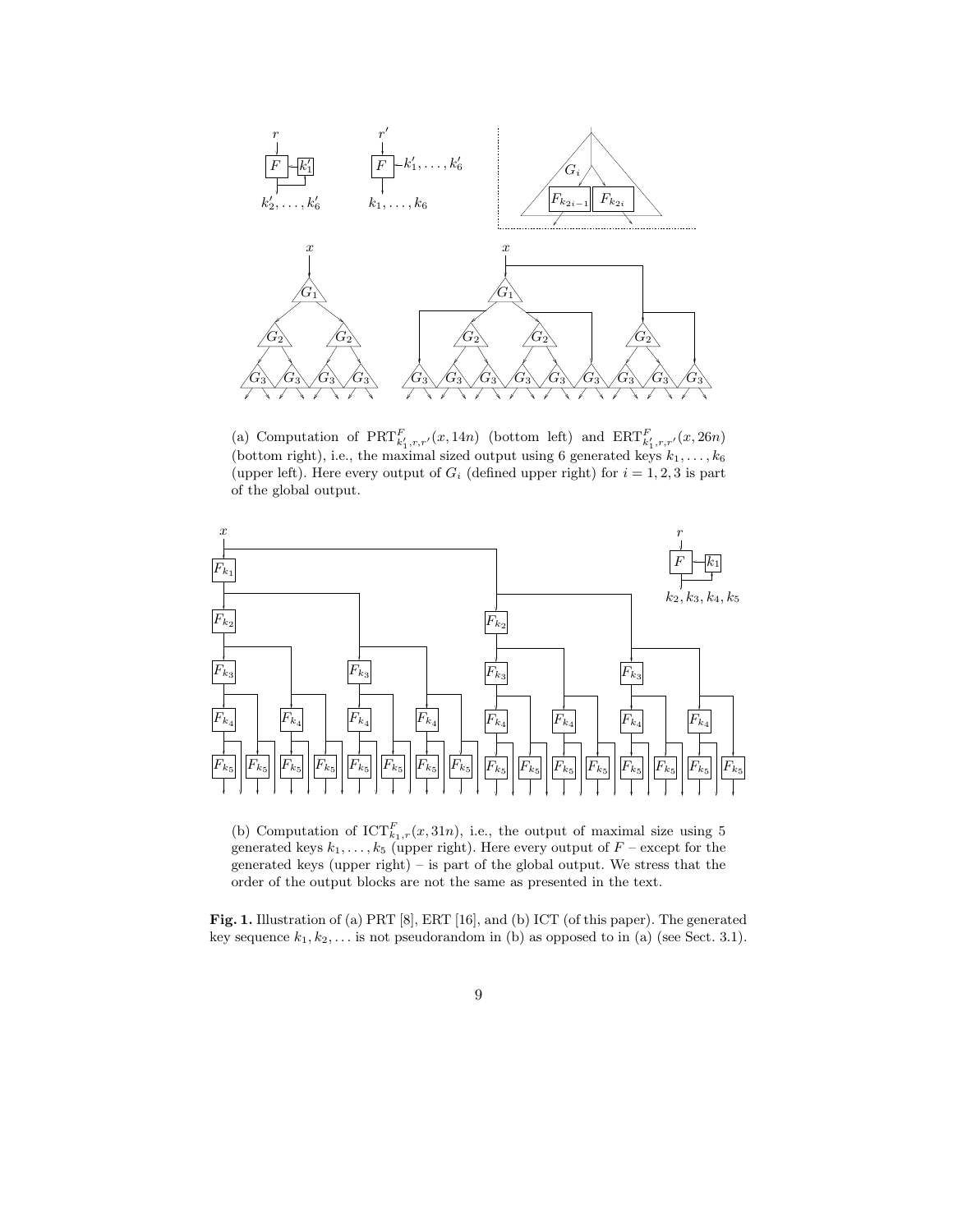(a) Computation of $\mathrm{PRT}^F_{k'_1,r,r'}(x, 14n)$ (bottom left) and $\mathrm{ERT}^F_{k'_1,r,r'}(x, 26n)$ (bottom right), i.e., the maximal sized output using 6 generated keys $k_1, \ldots, k_6$ (upper left). Here every output of $G_i$ (defined upper right) for $i = 1, 2, 3$ is part of the global output.

(b) Computation of $\mathrm{ICT}^F_{k_1,r}(x, 31n)$, i.e., the output of maximal size using 5 generated keys $k_1, \ldots, k_5$ (upper right). Here every output of $F$ – except for the generated keys (upper right) – is part of the global output. We stress that the order of the output blocks are not the same as presented in the text.

**Fig. 1.** Illustration of (a) PRT [8], ERT [16], and (b) ICT (of this paper). The generated key sequence $k_1, k_2, \ldots$ is not pseudorandom in (b) as opposed to in (a) (see Sect. 3.1).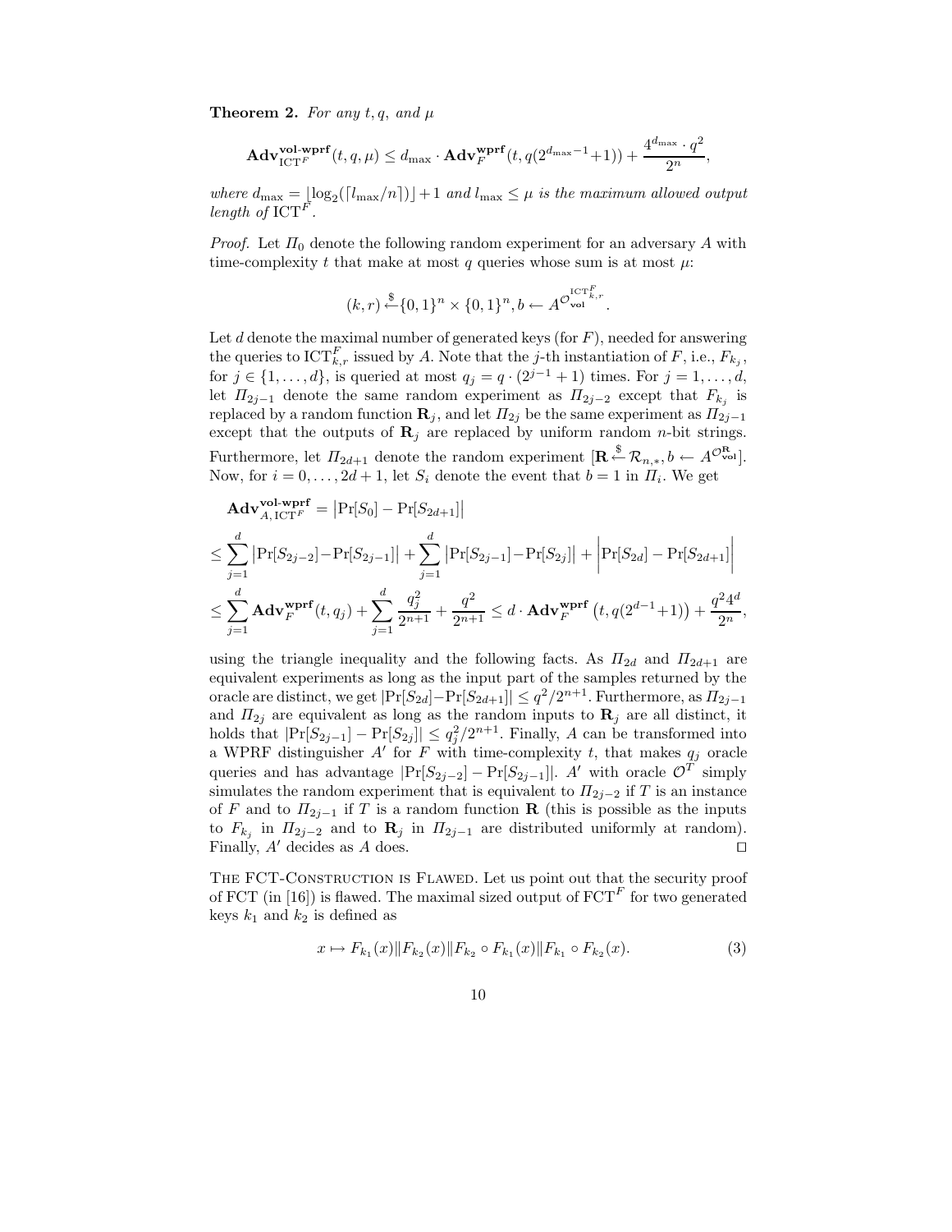**Theorem 2.** *For any* $t, q,$ *and* $\mu$

$$\mathbf{Adv}^{\mathbf{vol\text{-}wprf}}_{\mathrm{ICT}^F}(t, q, \mu) \leq d_{\max} \cdot \mathbf{Adv}^{\mathbf{wprf}}_F(t, q(2^{d_{\max}-1}+1)) + \frac{4^{d_{\max}} \cdot q^2}{2^n},$$

*where* $d_{\max} = \lfloor \log_2(\lceil l_{\max}/n \rceil) \rfloor + 1$ *and* $l_{\max} \leq \mu$ *is the maximum allowed output length of* $\mathrm{ICT}^F$.

*Proof.* Let $\Pi_0$ denote the following random experiment for an adversary $A$ with time-complexity $t$ that make at most $q$ queries whose sum is at most $\mu$:

$$(k, r) \xleftarrow{\$} \{0,1\}^n \times \{0,1\}^n, b \leftarrow A^{\mathcal{O}^{\mathrm{ICT}^F_{k,r}}_{\mathbf{vol}}}.$$

Let $d$ denote the maximal number of generated keys (for $F$), needed for answering the queries to $\mathrm{ICT}^F_{k,r}$ issued by $A$. Note that the $j$-th instantiation of $F$, i.e., $F_{k_j}$, for $j \in \{1, \ldots, d\}$, is queried at most $q_j = q \cdot (2^{j-1} + 1)$ times. For $j = 1, \ldots, d$, let $\Pi_{2j-1}$ denote the same random experiment as $\Pi_{2j-2}$ except that $F_{k_j}$ is replaced by a random function $\mathbf{R}_j$, and let $\Pi_{2j}$ be the same experiment as $\Pi_{2j-1}$ except that the outputs of $\mathbf{R}_j$ are replaced by uniform random $n$-bit strings. Furthermore, let $\Pi_{2d+1}$ denote the random experiment $[\mathbf{R} \xleftarrow{\$} \mathcal{R}_{n,*}, b \leftarrow A^{\mathcal{O}^{\mathbf{R}}_{\mathbf{vol}}}]$. Now, for $i = 0, \ldots, 2d+1$, let $S_i$ denote the event that $b = 1$ in $\Pi_i$. We get

$$\begin{aligned}
&\mathbf{Adv}^{\mathbf{vol\text{-}wprf}}_{A,\mathrm{ICT}^F} = \left|\Pr[S_0] - \Pr[S_{2d+1}]\right| \\
&\leq \sum_{j=1}^{d} \left|\Pr[S_{2j-2}] - \Pr[S_{2j-1}]\right| + \sum_{j=1}^{d} \left|\Pr[S_{2j-1}] - \Pr[S_{2j}]\right| + \left|\Pr[S_{2d}] - \Pr[S_{2d+1}]\right| \\
&\leq \sum_{j=1}^{d} \mathbf{Adv}^{\mathbf{wprf}}_F(t, q_j) + \sum_{j=1}^{d} \frac{q_j^2}{2^{n+1}} + \frac{q^2}{2^{n+1}} \leq d \cdot \mathbf{Adv}^{\mathbf{wprf}}_F\left(t, q(2^{d-1}+1)\right) + \frac{q^2 4^d}{2^n},
\end{aligned}$$

using the triangle inequality and the following facts. As $\Pi_{2d}$ and $\Pi_{2d+1}$ are equivalent experiments as long as the input part of the samples returned by the oracle are distinct, we get $|\Pr[S_{2d}] - \Pr[S_{2d+1}]| \leq q^2/2^{n+1}$. Furthermore, as $\Pi_{2j-1}$ and $\Pi_{2j}$ are equivalent as long as the random inputs to $\mathbf{R}_j$ are all distinct, it holds that $|\Pr[S_{2j-1}] - \Pr[S_{2j}]| \leq q_j^2/2^{n+1}$. Finally, $A$ can be transformed into a WPRF distinguisher $A'$ for $F$ with time-complexity $t$, that makes $q_j$ oracle queries and has advantage $|\Pr[S_{2j-2}] - \Pr[S_{2j-1}]|$. $A'$ with oracle $\mathcal{O}^T$ simply simulates the random experiment that is equivalent to $\Pi_{2j-2}$ if $T$ is an instance of $F$ and to $\Pi_{2j-1}$ if $T$ is a random function $\mathbf{R}$ (this is possible as the inputs to $F_{k_j}$ in $\Pi_{2j-2}$ and to $\mathbf{R}_j$ in $\Pi_{2j-1}$ are distributed uniformly at random). Finally, $A'$ decides as $A$ does. ⊓⊔

**The FCT-Construction is Flawed.** Let us point out that the security proof of FCT (in [16]) is flawed. The maximal sized output of $\mathrm{FCT}^F$ for two generated keys $k_1$ and $k_2$ is defined as

$$x \mapsto F_{k_1}(x) \| F_{k_2}(x) \| F_{k_2} \circ F_{k_1}(x) \| F_{k_1} \circ F_{k_2}(x). \tag{3}$$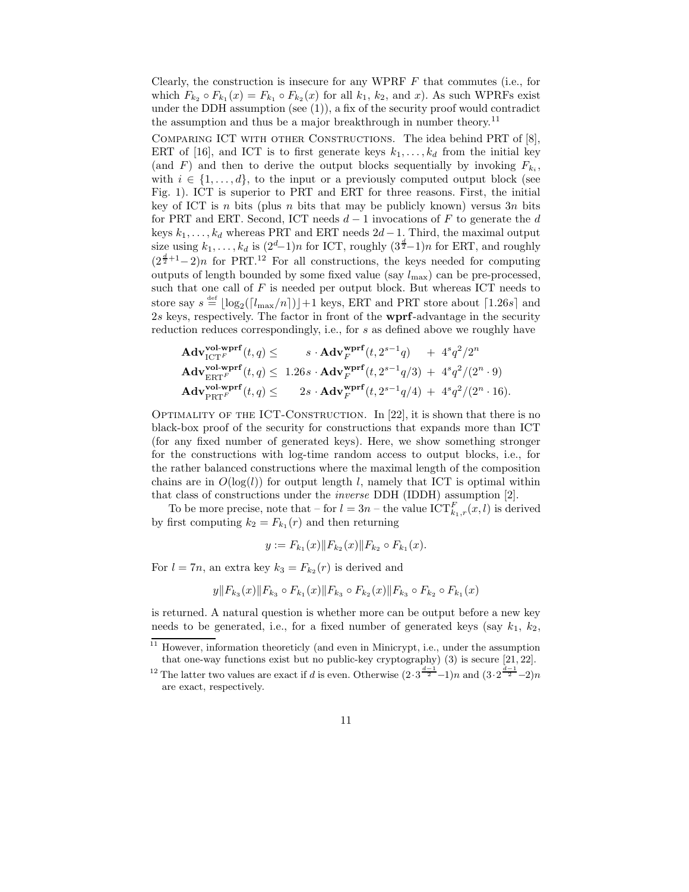Clearly, the construction is insecure for any WPRF $F$ that commutes (i.e., for which $F_{k_2} \circ F_{k_1}(x) = F_{k_1} \circ F_{k_2}(x)$ for all $k_1$, $k_2$, and $x$). As such WPRFs exist under the DDH assumption (see (1)), a fix of the security proof would contradict the assumption and thus be a major breakthrough in number theory.[11]

COMPARING ICT WITH OTHER CONSTRUCTIONS. The idea behind PRT of [8], ERT of [16], and ICT is to first generate keys $k_1, \ldots, k_d$ from the initial key (and $F$) and then to derive the output blocks sequentially by invoking $F_{k_i}$, with $i \in \{1, \ldots, d\}$, to the input or a previously computed output block (see Fig. 1). ICT is superior to PRT and ERT for three reasons. First, the initial key of ICT is $n$ bits (plus $n$ bits that may be publicly known) versus $3n$ bits for PRT and ERT. Second, ICT needs $d-1$ invocations of $F$ to generate the $d$ keys $k_1, \ldots, k_d$ whereas PRT and ERT needs $2d-1$. Third, the maximal output size using $k_1, \ldots, k_d$ is $(2^d-1)n$ for ICT, roughly $(3^{\frac{d}{2}}-1)n$ for ERT, and roughly $(2^{\frac{d}{2}+1}-2)n$ for PRT.[12] For all constructions, the keys needed for computing outputs of length bounded by some fixed value (say $l_{\max}$) can be pre-processed, such that one call of $F$ is needed per output block. But whereas ICT needs to store say $s \stackrel{\text{def}}{=} \lfloor \log_2(\lceil l_{\max}/n \rceil) \rfloor + 1$ keys, ERT and PRT store about $\lceil 1.26s \rceil$ and $2s$ keys, respectively. The factor in front of the **wprf**-advantage in the security reduction reduces correspondingly, i.e., for $s$ as defined above we roughly have

$$
\begin{aligned}
\mathbf{Adv}^{\mathbf{vol\text{-}wprf}}_{\mathrm{ICT}^F}(t,q) &\leq \quad\; s \cdot \mathbf{Adv}^{\mathbf{wprf}}_F(t, 2^{s-1}q) \quad + \; 4^s q^2/2^n \\
\mathbf{Adv}^{\mathbf{vol\text{-}wprf}}_{\mathrm{ERT}^F}(t,q) &\leq \; 1.26s \cdot \mathbf{Adv}^{\mathbf{wprf}}_F(t, 2^{s-1}q/3) \; + \; 4^s q^2/(2^n \cdot 9) \\
\mathbf{Adv}^{\mathbf{vol\text{-}wprf}}_{\mathrm{PRT}^F}(t,q) &\leq \quad 2s \cdot \mathbf{Adv}^{\mathbf{wprf}}_F(t, 2^{s-1}q/4) \; + \; 4^s q^2/(2^n \cdot 16).
\end{aligned}
$$

OPTIMALITY OF THE ICT-CONSTRUCTION. In [22], it is shown that there is no black-box proof of the security for constructions that expands more than ICT (for any fixed number of generated keys). Here, we show something stronger for the constructions with log-time random access to output blocks, i.e., for the rather balanced constructions where the maximal length of the composition chains are in $O(\log(l))$ for output length $l$, namely that ICT is optimal within that class of constructions under the *inverse* DDH (IDDH) assumption [2].

To be more precise, note that – for $l = 3n$ – the value $\mathrm{ICT}^F_{k_1,r}(x,l)$ is derived by first computing $k_2 = F_{k_1}(r)$ and then returning

$$y := F_{k_1}(x) \| F_{k_2}(x) \| F_{k_2} \circ F_{k_1}(x).$$

For $l = 7n$, an extra key $k_3 = F_{k_2}(r)$ is derived and

$$y \| F_{k_3}(x) \| F_{k_3} \circ F_{k_1}(x) \| F_{k_3} \circ F_{k_2}(x) \| F_{k_3} \circ F_{k_2} \circ F_{k_1}(x)$$

is returned. A natural question is whether more can be output before a new key needs to be generated, i.e., for a fixed number of generated keys (say $k_1$, $k_2$,

---

[11] However, information theoreticly (and even in Minicrypt, i.e., under the assumption that one-way functions exist but no public-key cryptography) (3) is secure [21, 22].

[12] The latter two values are exact if $d$ is even. Otherwise $(2 \cdot 3^{\frac{d-1}{2}} - 1)n$ and $(3 \cdot 2^{\frac{d-1}{2}} - 2)n$ are exact, respectively.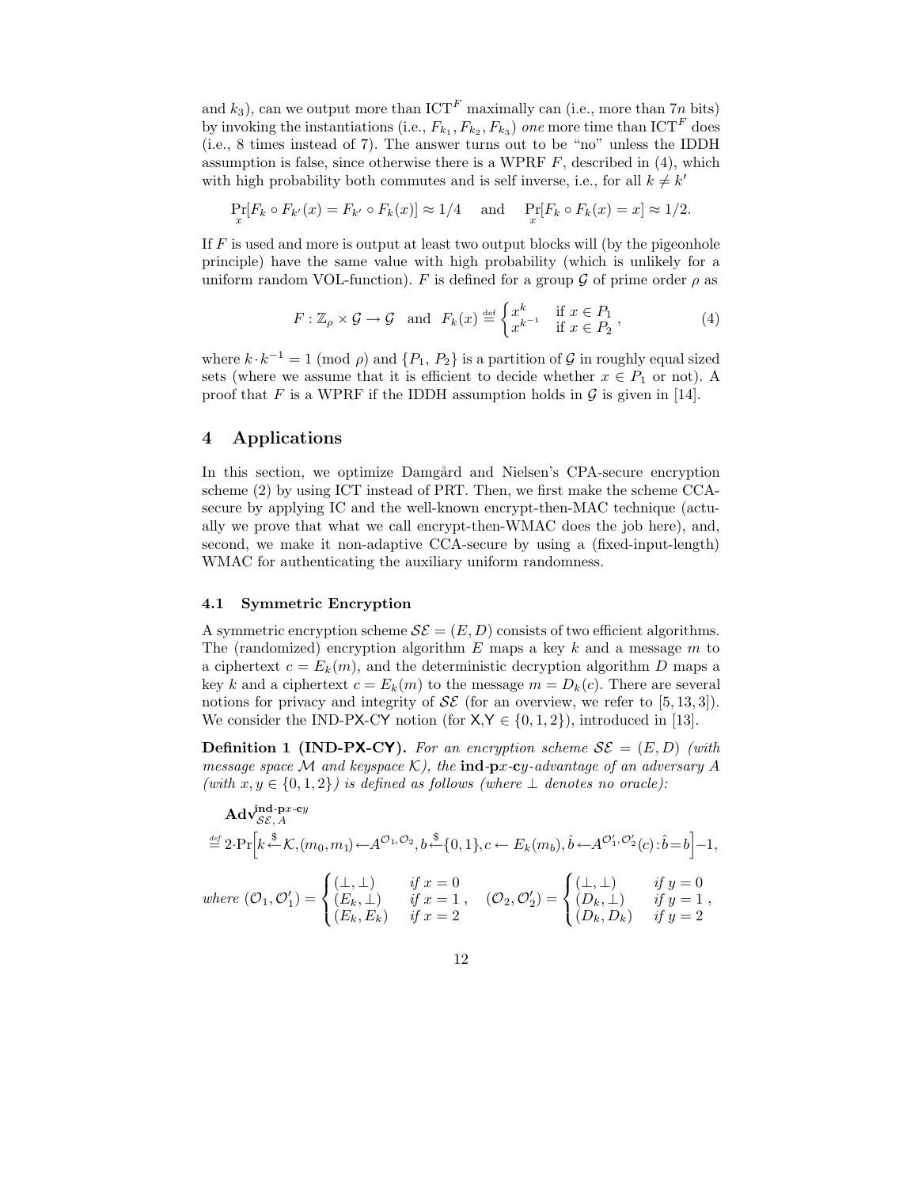and $k_3$), can we output more than $\mathrm{ICT}^F$ maximally can (i.e., more than $7n$ bits) by invoking the instantiations (i.e., $F_{k_1}, F_{k_2}, F_{k_3}$) *one* more time than $\mathrm{ICT}^F$ does (i.e., 8 times instead of 7). The answer turns out to be "no" unless the IDDH assumption is false, since otherwise there is a WPRF $F$, described in (4), which with high probability both commutes and is self inverse, i.e., for all $k \neq k'$

$$\Pr_x[F_k \circ F_{k'}(x) = F_{k'} \circ F_k(x)] \approx 1/4 \quad \text{and} \quad \Pr_x[F_k \circ F_k(x) = x] \approx 1/2.$$

If $F$ is used and more is output at least two output blocks will (by the pigeonhole principle) have the same value with high probability (which is unlikely for a uniform random VOL-function). $F$ is defined for a group $\mathcal{G}$ of prime order $\rho$ as

$$F : \mathbb{Z}_\rho \times \mathcal{G} \to \mathcal{G} \quad \text{and} \quad F_k(x) \stackrel{\text{def}}{=} \begin{cases} x^k & \text{if } x \in P_1 \\ x^{k^{-1}} & \text{if } x \in P_2 \end{cases}, \tag{4}$$

where $k \cdot k^{-1} = 1 \pmod{\rho}$ and $\{P_1, P_2\}$ is a partition of $\mathcal{G}$ in roughly equal sized sets (where we assume that it is efficient to decide whether $x \in P_1$ or not). A proof that $F$ is a WPRF if the IDDH assumption holds in $\mathcal{G}$ is given in [14].

## 4 Applications

In this section, we optimize Damgård and Nielsen's CPA-secure encryption scheme (2) by using ICT instead of PRT. Then, we first make the scheme CCA-secure by applying IC and the well-known encrypt-then-MAC technique (actually we prove that what we call encrypt-then-WMAC does the job here), and, second, we make it non-adaptive CCA-secure by using a (fixed-input-length) WMAC for authenticating the auxiliary uniform randomness.

### 4.1 Symmetric Encryption

A symmetric encryption scheme $\mathcal{SE} = (E, D)$ consists of two efficient algorithms. The (randomized) encryption algorithm $E$ maps a key $k$ and a message $m$ to a ciphertext $c = E_k(m)$, and the deterministic decryption algorithm $D$ maps a key $k$ and a ciphertext $c = E_k(m)$ to the message $m = D_k(c)$. There are several notions for privacy and integrity of $\mathcal{SE}$ (for an overview, we refer to [5, 13, 3]). We consider the IND-PX-CY notion (for X,Y $\in \{0, 1, 2\}$), introduced in [13].

**Definition 1 (IND-PX-CY).** *For an encryption scheme $\mathcal{SE} = (E, D)$ (with message space $\mathcal{M}$ and keyspace $\mathcal{K}$), the* **ind-p**$x$**-c**$y$*-advantage of an adversary $A$ (with $x, y \in \{0, 1, 2\}$) is defined as follows (where $\perp$ denotes no oracle):*

$$\mathbf{Adv}^{\mathbf{ind\text{-}p}x\text{-}\mathbf{c}y}_{\mathcal{SE},A}$$
$$\stackrel{\text{def}}{=} 2\cdot\Pr\Big[k \stackrel{\$}{\leftarrow} \mathcal{K}, (m_0, m_1) \leftarrow A^{\mathcal{O}_1,\mathcal{O}_2}, b \stackrel{\$}{\leftarrow} \{0,1\}, c \leftarrow E_k(m_b), \hat{b} \leftarrow A^{\mathcal{O}'_1,\mathcal{O}'_2}(c) : \hat{b} = b\Big] - 1,$$

*where* $(\mathcal{O}_1, \mathcal{O}'_1) = \begin{cases} (\perp, \perp) & \text{if } x = 0 \\ (E_k, \perp) & \text{if } x = 1 \\ (E_k, E_k) & \text{if } x = 2 \end{cases}, \quad (\mathcal{O}_2, \mathcal{O}'_2) = \begin{cases} (\perp, \perp) & \text{if } y = 0 \\ (D_k, \perp) & \text{if } y = 1 \\ (D_k, D_k) & \text{if } y = 2 \end{cases},$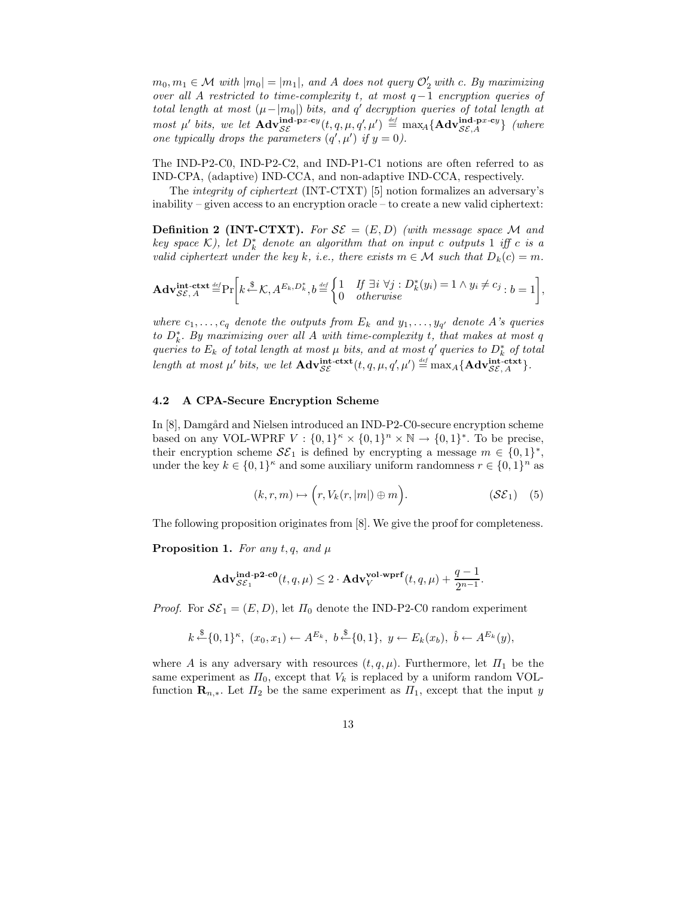$m_0, m_1 \in \mathcal{M}$ *with* $|m_0| = |m_1|$, *and* $A$ *does not query* $\mathcal{O}'_2$ *with* $c$. *By maximizing over all* $A$ *restricted to time-complexity* $t$, *at most* $q-1$ *encryption queries of total length at most* $(\mu - |m_0|)$ *bits, and* $q'$ *decryption queries of total length at most* $\mu'$ *bits, we let* $\mathbf{Adv}^{\mathbf{ind\text{-}p}x\mathbf{\text{-}c}y}_{\mathcal{SE}}(t, q, \mu, q', \mu') \stackrel{def}{=} \max_A\{\mathbf{Adv}^{\mathbf{ind\text{-}p}x\mathbf{\text{-}c}y}_{\mathcal{SE},A}\}$ *(where one typically drops the parameters* $(q', \mu')$ *if* $y = 0$*).*

The IND-P2-C0, IND-P2-C2, and IND-P1-C1 notions are often referred to as IND-CPA, (adaptive) IND-CCA, and non-adaptive IND-CCA, respectively.

The *integrity of ciphertext* (INT-CTXT) [5] notion formalizes an adversary's inability – given access to an encryption oracle – to create a new valid ciphertext:

**Definition 2 (INT-CTXT).** *For* $\mathcal{SE} = (E, D)$ *(with message space* $\mathcal{M}$ *and key space* $\mathcal{K}$*), let* $D^*_k$ *denote an algorithm that on input* $c$ *outputs* 1 *iff* $c$ *is a valid ciphertext under the key* $k$*, i.e., there exists* $m \in \mathcal{M}$ *such that* $D_k(c) = m$.

$$\mathbf{Adv}^{\mathbf{int\text{-}ctxt}}_{\mathcal{SE},A} \stackrel{def}{=} \Pr\left[k \stackrel{\$}{\leftarrow} \mathcal{K}, A^{E_k, D^*_k}, b \stackrel{def}{=} \begin{cases} 1 & \text{If } \exists i\ \forall j : D^*_k(y_i) = 1 \wedge y_i \neq c_j \\ 0 & \text{otherwise} \end{cases} : b = 1\right],$$

*where* $c_1, \ldots, c_q$ *denote the outputs from* $E_k$ *and* $y_1, \ldots, y_{q'}$ *denote* $A$*'s queries to* $D^*_k$*. By maximizing over all* $A$ *with time-complexity* $t$*, that makes at most* $q$ *queries to* $E_k$ *of total length at most* $\mu$ *bits, and at most* $q'$ *queries to* $D^*_k$ *of total length at most* $\mu'$ *bits, we let* $\mathbf{Adv}^{\mathbf{int\text{-}ctxt}}_{\mathcal{SE}}(t, q, \mu, q', \mu') \stackrel{def}{=} \max_A\{\mathbf{Adv}^{\mathbf{int\text{-}ctxt}}_{\mathcal{SE},A}\}$.

### 4.2 A CPA-Secure Encryption Scheme

In [8], Damgård and Nielsen introduced an IND-P2-C0-secure encryption scheme based on any VOL-WPRF $V : \{0,1\}^\kappa \times \{0,1\}^n \times \mathbb{N} \to \{0,1\}^*$. To be precise, their encryption scheme $\mathcal{SE}_1$ is defined by encrypting a message $m \in \{0,1\}^*$, under the key $k \in \{0,1\}^\kappa$ and some auxiliary uniform randomness $r \in \{0,1\}^n$ as

$$(k, r, m) \mapsto \Big(r, V_k(r, |m|) \oplus m\Big). \qquad (\mathcal{SE}_1) \quad (5)$$

The following proposition originates from [8]. We give the proof for completeness.

**Proposition 1.** *For any* $t, q$*, and* $\mu$

$$\mathbf{Adv}^{\mathbf{ind\text{-}p2\text{-}c0}}_{\mathcal{SE}_1}(t, q, \mu) \leq 2 \cdot \mathbf{Adv}^{\mathbf{vol\text{-}wprf}}_{V}(t, q, \mu) + \frac{q-1}{2^{n-1}}.$$

*Proof.* For $\mathcal{SE}_1 = (E, D)$, let $\varPi_0$ denote the IND-P2-C0 random experiment

$$k \stackrel{\$}{\leftarrow} \{0,1\}^\kappa,\ (x_0, x_1) \leftarrow A^{E_k},\ b \stackrel{\$}{\leftarrow} \{0,1\},\ y \leftarrow E_k(x_b),\ \hat{b} \leftarrow A^{E_k}(y),$$

where $A$ is any adversary with resources $(t, q, \mu)$. Furthermore, let $\varPi_1$ be the same experiment as $\varPi_0$, except that $V_k$ is replaced by a uniform random VOL-function $\mathbf{R}_{n,*}$. Let $\varPi_2$ be the same experiment as $\varPi_1$, except that the input $y$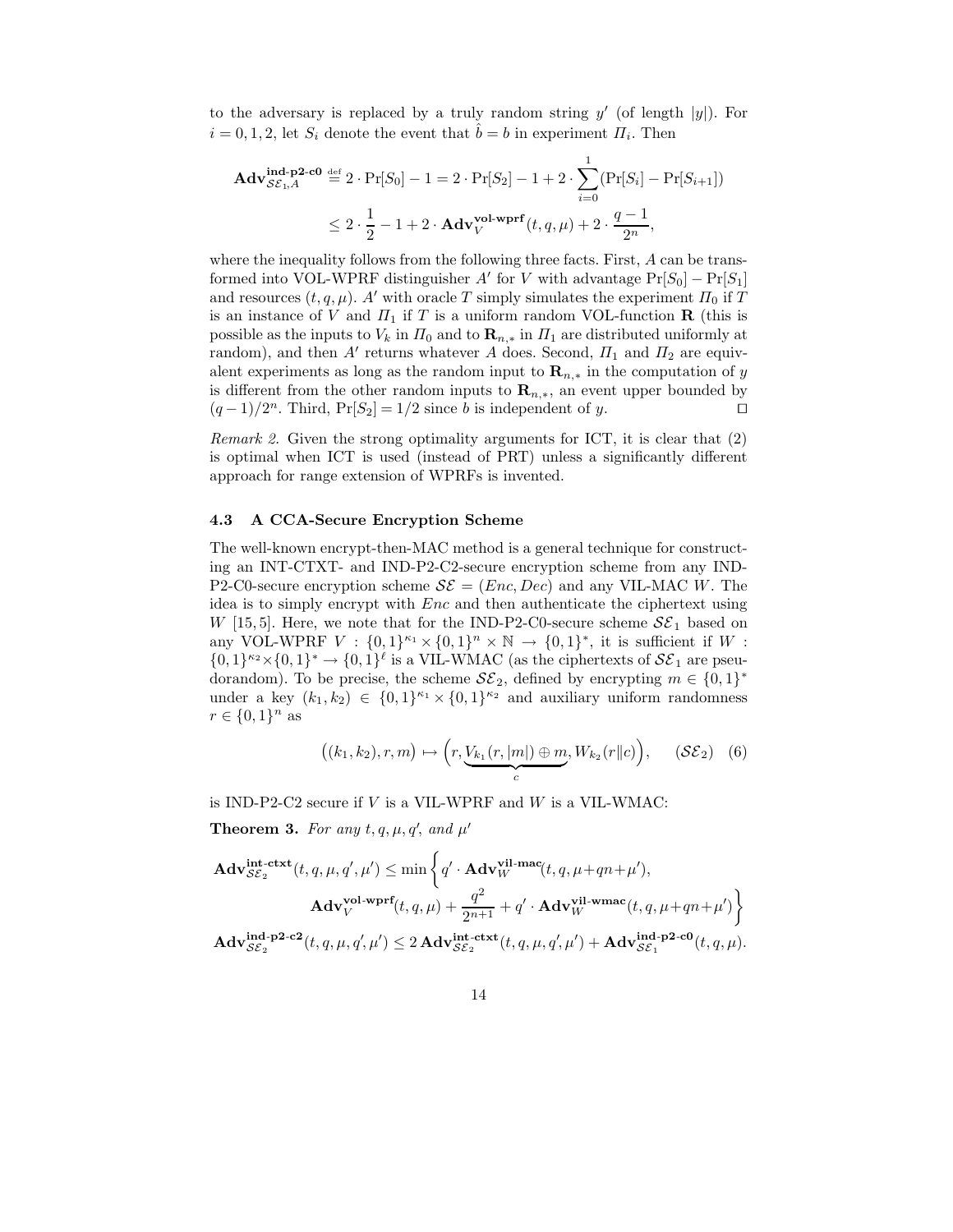to the adversary is replaced by a truly random string $y'$ (of length $|y|$). For $i = 0, 1, 2$, let $S_i$ denote the event that $\hat{b} = b$ in experiment $\Pi_i$. Then

$$\begin{aligned}\mathbf{Adv}^{\mathbf{ind\text{-}p2\text{-}c0}}_{\mathcal{SE}_1,A} &\stackrel{\text{def}}{=} 2 \cdot \Pr[S_0] - 1 = 2 \cdot \Pr[S_2] - 1 + 2 \cdot \sum_{i=0}^{1} (\Pr[S_i] - \Pr[S_{i+1}]) \\ &\leq 2 \cdot \frac{1}{2} - 1 + 2 \cdot \mathbf{Adv}^{\mathbf{vol\text{-}wprf}}_{V}(t, q, \mu) + 2 \cdot \frac{q-1}{2^n},\end{aligned}$$

where the inequality follows from the following three facts. First, $A$ can be transformed into VOL-WPRF distinguisher $A'$ for $V$ with advantage $\Pr[S_0] - \Pr[S_1]$ and resources $(t, q, \mu)$. $A'$ with oracle $T$ simply simulates the experiment $\Pi_0$ if $T$ is an instance of $V$ and $\Pi_1$ if $T$ is a uniform random VOL-function $\mathbf{R}$ (this is possible as the inputs to $V_k$ in $\Pi_0$ and to $\mathbf{R}_{n,*}$ in $\Pi_1$ are distributed uniformly at random), and then $A'$ returns whatever $A$ does. Second, $\Pi_1$ and $\Pi_2$ are equivalent experiments as long as the random input to $\mathbf{R}_{n,*}$ in the computation of $y$ is different from the other random inputs to $\mathbf{R}_{n,*}$, an event upper bounded by $(q-1)/2^n$. Third, $\Pr[S_2] = 1/2$ since $b$ is independent of $y$. ⊓⊔

*Remark 2.* Given the strong optimality arguments for ICT, it is clear that (2) is optimal when ICT is used (instead of PRT) unless a significantly different approach for range extension of WPRFs is invented.

### 4.3 A CCA-Secure Encryption Scheme

The well-known encrypt-then-MAC method is a general technique for constructing an INT-CTXT- and IND-P2-C2-secure encryption scheme from any IND-P2-C0-secure encryption scheme $\mathcal{SE} = (Enc, Dec)$ and any VIL-MAC $W$. The idea is to simply encrypt with $Enc$ and then authenticate the ciphertext using $W$ [15, 5]. Here, we note that for the IND-P2-C0-secure scheme $\mathcal{SE}_1$ based on any VOL-WPRF $V : \{0,1\}^{\kappa_1} \times \{0,1\}^n \times \mathbb{N} \to \{0,1\}^*$, it is sufficient if $W : \{0,1\}^{\kappa_2} \times \{0,1\}^* \to \{0,1\}^\ell$ is a VIL-WMAC (as the ciphertexts of $\mathcal{SE}_1$ are pseudorandom). To be precise, the scheme $\mathcal{SE}_2$, defined by encrypting $m \in \{0,1\}^*$ under a key $(k_1, k_2) \in \{0,1\}^{\kappa_1} \times \{0,1\}^{\kappa_2}$ and auxiliary uniform randomness $r \in \{0,1\}^n$ as

$$\big((k_1, k_2), r, m\big) \mapsto \Big(r, \underbrace{V_{k_1}(r, |m|) \oplus m}_{c}, W_{k_2}(r \| c)\Big), \qquad (\mathcal{SE}_2) \quad (6)$$

is IND-P2-C2 secure if $V$ is a VIL-WPRF and $W$ is a VIL-WMAC:

**Theorem 3.** *For any $t, q, \mu, q'$, and $\mu'$*

$$\begin{aligned}\mathbf{Adv}^{\mathbf{int\text{-}ctxt}}_{\mathcal{SE}_2}(t, q, \mu, q', \mu') &\leq \min\Big\{ q' \cdot \mathbf{Adv}^{\mathbf{vil\text{-}mac}}_{W}(t, q, \mu + qn + \mu'), \\ &\qquad \mathbf{Adv}^{\mathbf{vol\text{-}wprf}}_{V}(t, q, \mu) + \frac{q^2}{2^{n+1}} + q' \cdot \mathbf{Adv}^{\mathbf{vil\text{-}wmac}}_{W}(t, q, \mu + qn + \mu') \Big\} \\ \mathbf{Adv}^{\mathbf{ind\text{-}p2\text{-}c2}}_{\mathcal{SE}_2}(t, q, \mu, q', \mu') &\leq 2\, \mathbf{Adv}^{\mathbf{int\text{-}ctxt}}_{\mathcal{SE}_2}(t, q, \mu, q', \mu') + \mathbf{Adv}^{\mathbf{ind\text{-}p2\text{-}c0}}_{\mathcal{SE}_1}(t, q, \mu).\end{aligned}$$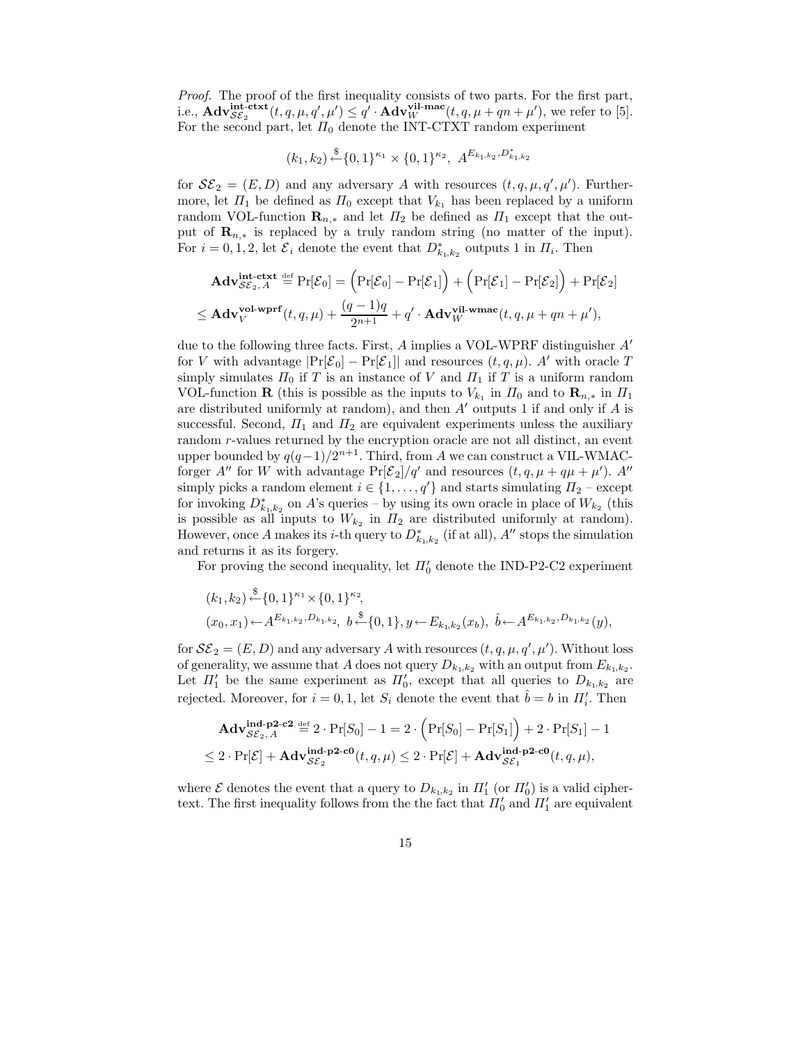*Proof.* The proof of the first inequality consists of two parts. For the first part, i.e., $\mathbf{Adv}^{\mathbf{int\text{-}ctxt}}_{\mathcal{SE}_2}(t, q, \mu, q', \mu') \le q' \cdot \mathbf{Adv}^{\mathbf{vil\text{-}mac}}_{W}(t, q, \mu + qn + \mu')$, we refer to [5]. For the second part, let $\Pi_0$ denote the INT-CTXT random experiment

$$(k_1, k_2) \xleftarrow{\$} \{0,1\}^{\kappa_1} \times \{0,1\}^{\kappa_2},\ A^{E_{k_1,k_2}, D^*_{k_1,k_2}}$$

for $\mathcal{SE}_2 = (E, D)$ and any adversary $A$ with resources $(t, q, \mu, q', \mu')$. Furthermore, let $\Pi_1$ be defined as $\Pi_0$ except that $V_{k_1}$ has been replaced by a uniform random VOL-function $\mathbf{R}_{n,*}$ and let $\Pi_2$ be defined as $\Pi_1$ except that the output of $\mathbf{R}_{n,*}$ is replaced by a truly random string (no matter of the input). For $i = 0, 1, 2$, let $\mathcal{E}_i$ denote the event that $D^*_{k_1,k_2}$ outputs 1 in $\Pi_i$. Then

$$\mathbf{Adv}^{\mathbf{int\text{-}ctxt}}_{\mathcal{SE}_2, A} \stackrel{\text{def}}{=} \Pr[\mathcal{E}_0] = \Big(\Pr[\mathcal{E}_0] - \Pr[\mathcal{E}_1]\Big) + \Big(\Pr[\mathcal{E}_1] - \Pr[\mathcal{E}_2]\Big) + \Pr[\mathcal{E}_2]$$

$$\le \mathbf{Adv}^{\mathbf{vol\text{-}wprf}}_{V}(t, q, \mu) + \frac{(q-1)q}{2^{n+1}} + q' \cdot \mathbf{Adv}^{\mathbf{vil\text{-}wmac}}_{W}(t, q, \mu + qn + \mu'),$$

due to the following three facts. First, $A$ implies a VOL-WPRF distinguisher $A'$ for $V$ with advantage $|\Pr[\mathcal{E}_0] - \Pr[\mathcal{E}_1]|$ and resources $(t, q, \mu)$. $A'$ with oracle $T$ simply simulates $\Pi_0$ if $T$ is an instance of $V$ and $\Pi_1$ if $T$ is a uniform random VOL-function $\mathbf{R}$ (this is possible as the inputs to $V_{k_1}$ in $\Pi_0$ and to $\mathbf{R}_{n,*}$ in $\Pi_1$ are distributed uniformly at random), and then $A'$ outputs 1 if and only if $A$ is successful. Second, $\Pi_1$ and $\Pi_2$ are equivalent experiments unless the auxiliary random $r$-values returned by the encryption oracle are not all distinct, an event upper bounded by $q(q-1)/2^{n+1}$. Third, from $A$ we can construct a VIL-WMAC-forger $A''$ for $W$ with advantage $\Pr[\mathcal{E}_2]/q'$ and resources $(t, q, \mu + q\mu + \mu')$. $A''$ simply picks a random element $i \in \{1, \ldots, q'\}$ and starts simulating $\Pi_2$ – except for invoking $D^*_{k_1,k_2}$ on $A$'s queries – by using its own oracle in place of $W_{k_2}$ (this is possible as all inputs to $W_{k_2}$ in $\Pi_2$ are distributed uniformly at random). However, once $A$ makes its $i$-th query to $D^*_{k_1,k_2}$ (if at all), $A''$ stops the simulation and returns it as its forgery.

For proving the second inequality, let $\Pi'_0$ denote the IND-P2-C2 experiment

$$(k_1, k_2) \xleftarrow{\$} \{0,1\}^{\kappa_1} \times \{0,1\}^{\kappa_2},$$
$$(x_0, x_1) \leftarrow A^{E_{k_1,k_2}, D_{k_1,k_2}},\ b \xleftarrow{\$} \{0,1\}, y \leftarrow E_{k_1,k_2}(x_b),\ \hat{b} \leftarrow A^{E_{k_1,k_2}, D_{k_1,k_2}}(y),$$

for $\mathcal{SE}_2 = (E, D)$ and any adversary $A$ with resources $(t, q, \mu, q', \mu')$. Without loss of generality, we assume that $A$ does not query $D_{k_1,k_2}$ with an output from $E_{k_1,k_2}$. Let $\Pi'_1$ be the same experiment as $\Pi'_0$, except that all queries to $D_{k_1,k_2}$ are rejected. Moreover, for $i = 0, 1$, let $S_i$ denote the event that $\hat{b} = b$ in $\Pi'_i$. Then

$$\mathbf{Adv}^{\mathbf{ind\text{-}p2\text{-}c2}}_{\mathcal{SE}_2, A} \stackrel{\text{def}}{=} 2 \cdot \Pr[S_0] - 1 = 2 \cdot \Big(\Pr[S_0] - \Pr[S_1]\Big) + 2 \cdot \Pr[S_1] - 1$$

$$\le 2 \cdot \Pr[\mathcal{E}] + \mathbf{Adv}^{\mathbf{ind\text{-}p2\text{-}c0}}_{\mathcal{SE}_2}(t, q, \mu) \le 2 \cdot \Pr[\mathcal{E}] + \mathbf{Adv}^{\mathbf{ind\text{-}p2\text{-}c0}}_{\mathcal{SE}_1}(t, q, \mu),$$

where $\mathcal{E}$ denotes the event that a query to $D_{k_1,k_2}$ in $\Pi'_1$ (or $\Pi'_0$) is a valid ciphertext. The first inequality follows from the the fact that $\Pi'_0$ and $\Pi'_1$ are equivalent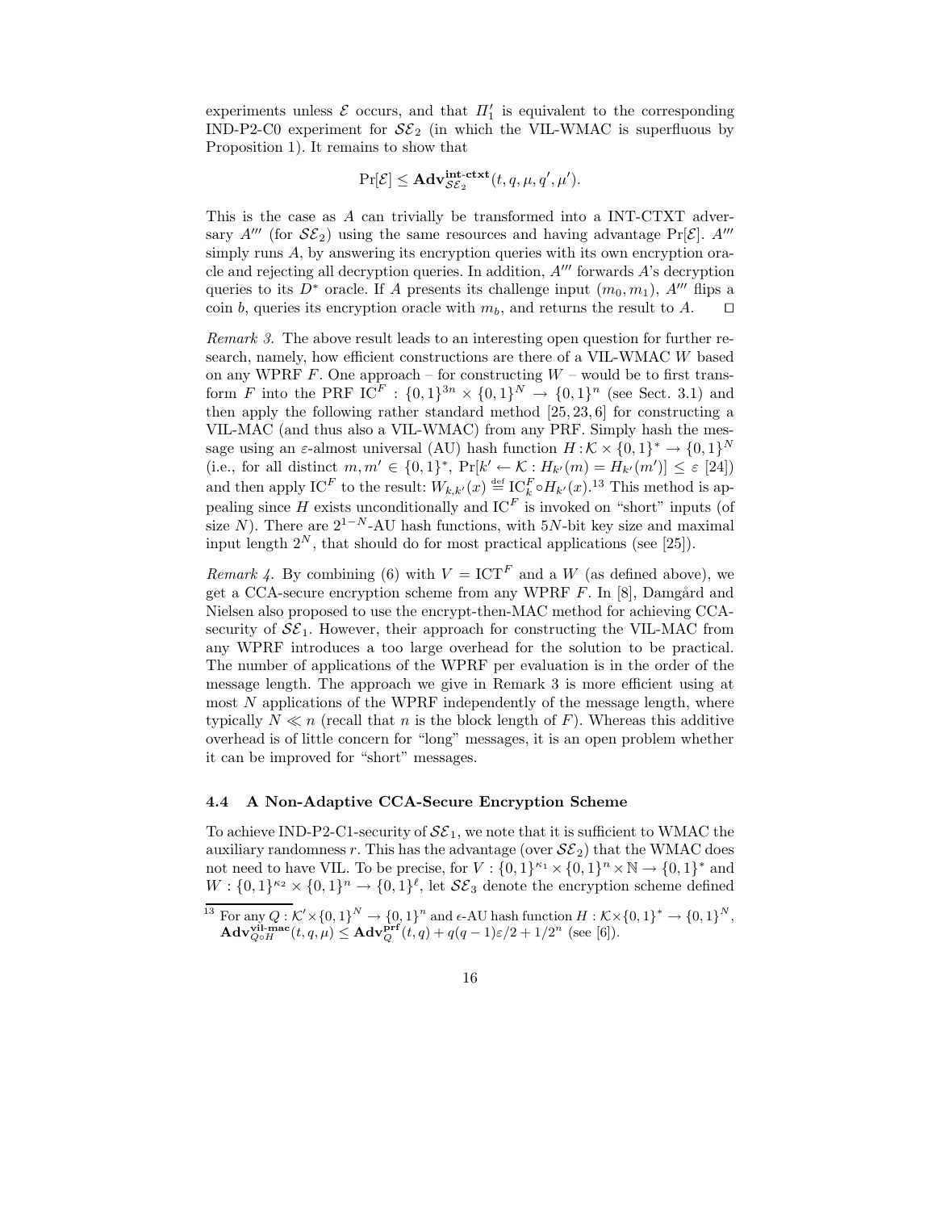experiments unless $\mathcal{E}$ occurs, and that $\Pi'_1$ is equivalent to the corresponding IND-P2-C0 experiment for $\mathcal{SE}_2$ (in which the VIL-WMAC is superfluous by Proposition 1). It remains to show that

$$\Pr[\mathcal{E}] \leq \mathbf{Adv}^{\mathbf{int\text{-}ctxt}}_{\mathcal{SE}_2}(t, q, \mu, q', \mu').$$

This is the case as $A$ can trivially be transformed into a INT-CTXT adversary $A'''$ (for $\mathcal{SE}_2$) using the same resources and having advantage $\Pr[\mathcal{E}]$. $A'''$ simply runs $A$, by answering its encryption queries with its own encryption oracle and rejecting all decryption queries. In addition, $A'''$ forwards $A$'s decryption queries to its $D^*$ oracle. If $A$ presents its challenge input $(m_0, m_1)$, $A'''$ flips a coin $b$, queries its encryption oracle with $m_b$, and returns the result to $A$. ◻

*Remark 3.* The above result leads to an interesting open question for further research, namely, how efficient constructions are there of a VIL-WMAC $W$ based on any WPRF $F$. One approach – for constructing $W$ – would be to first transform $F$ into the PRF $\mathrm{IC}^F : \{0,1\}^{3n} \times \{0,1\}^N \to \{0,1\}^n$ (see Sect. 3.1) and then apply the following rather standard method [25, 23, 6] for constructing a VIL-MAC (and thus also a VIL-WMAC) from any PRF. Simply hash the message using an $\varepsilon$-almost universal (AU) hash function $H : \mathcal{K} \times \{0,1\}^* \to \{0,1\}^N$ (i.e., for all distinct $m, m' \in \{0,1\}^*$, $\Pr[k' \leftarrow \mathcal{K} : H_{k'}(m) = H_{k'}(m')] \leq \varepsilon$ [24]) and then apply $\mathrm{IC}^F$ to the result: $W_{k,k'}(x) \stackrel{\text{def}}{=} \mathrm{IC}^F_k \circ H_{k'}(x)$.[13] This method is appealing since $H$ exists unconditionally and $\mathrm{IC}^F$ is invoked on "short" inputs (of size $N$). There are $2^{1-N}$-AU hash functions, with $5N$-bit key size and maximal input length $2^N$, that should do for most practical applications (see [25]).

*Remark 4.* By combining (6) with $V = \mathrm{ICT}^F$ and a $W$ (as defined above), we get a CCA-secure encryption scheme from any WPRF $F$. In [8], Damgård and Nielsen also proposed to use the encrypt-then-MAC method for achieving CCA-security of $\mathcal{SE}_1$. However, their approach for constructing the VIL-MAC from any WPRF introduces a too large overhead for the solution to be practical. The number of applications of the WPRF per evaluation is in the order of the message length. The approach we give in Remark 3 is more efficient using at most $N$ applications of the WPRF independently of the message length, where typically $N \ll n$ (recall that $n$ is the block length of $F$). Whereas this additive overhead is of little concern for "long" messages, it is an open problem whether it can be improved for "short" messages.

### 4.4 A Non-Adaptive CCA-Secure Encryption Scheme

To achieve IND-P2-C1-security of $\mathcal{SE}_1$, we note that it is sufficient to WMAC the auxiliary randomness $r$. This has the advantage (over $\mathcal{SE}_2$) that the WMAC does not need to have VIL. To be precise, for $V : \{0,1\}^{\kappa_1} \times \{0,1\}^n \times \mathbb{N} \to \{0,1\}^*$ and $W : \{0,1\}^{\kappa_2} \times \{0,1\}^n \to \{0,1\}^\ell$, let $\mathcal{SE}_3$ denote the encryption scheme defined

[13] For any $Q : \mathcal{K}' \times \{0,1\}^N \to \{0,1\}^n$ and $\epsilon$-AU hash function $H : \mathcal{K} \times \{0,1\}^* \to \{0,1\}^N$, $\mathbf{Adv}^{\mathbf{vil\text{-}mac}}_{Q \circ H}(t, q, \mu) \leq \mathbf{Adv}^{\mathbf{prf}}_{Q}(t, q) + q(q-1)\varepsilon/2 + 1/2^n$ (see [6]).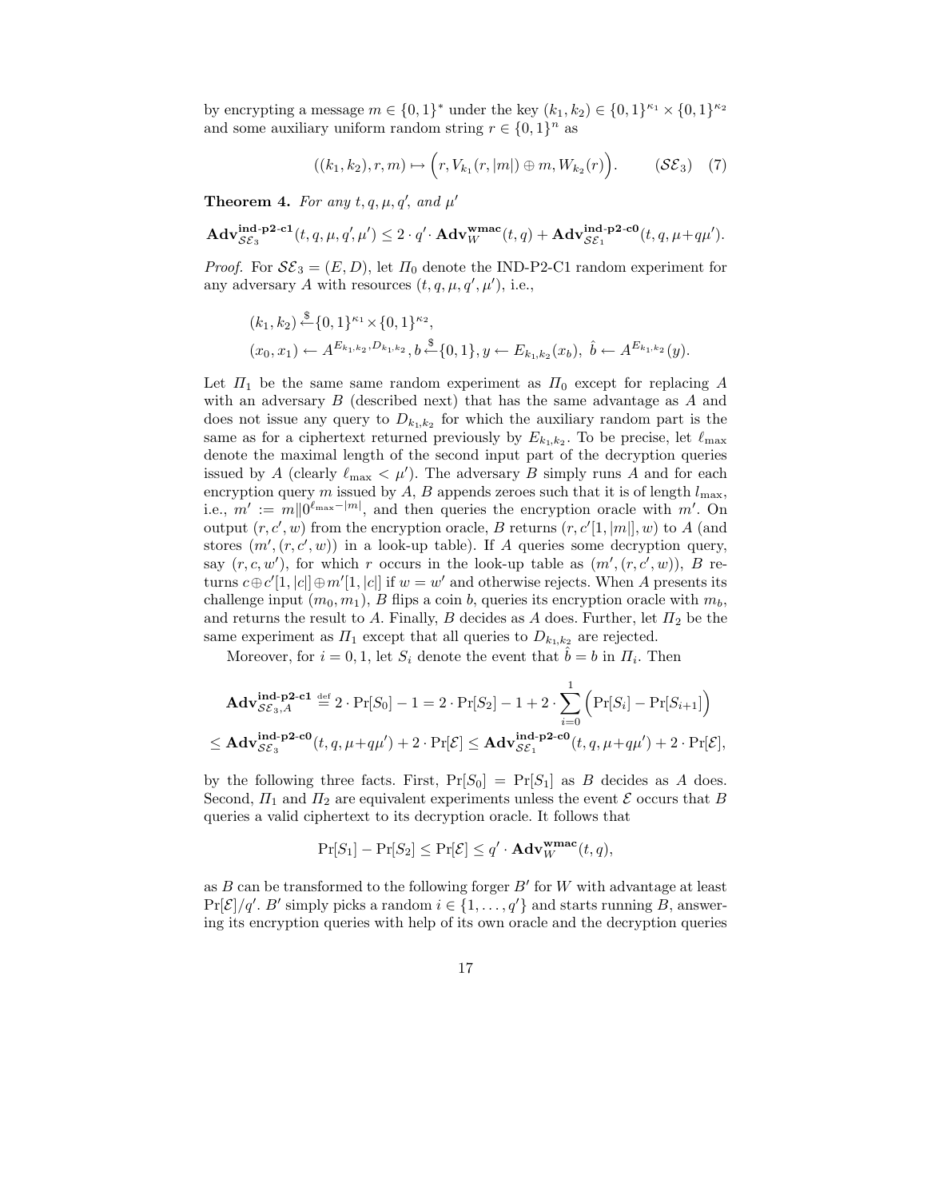by encrypting a message $m \in \{0,1\}^*$ under the key $(k_1, k_2) \in \{0,1\}^{\kappa_1} \times \{0,1\}^{\kappa_2}$ and some auxiliary uniform random string $r \in \{0,1\}^n$ as

$$((k_1, k_2), r, m) \mapsto \Big(r, V_{k_1}(r, |m|) \oplus m, W_{k_2}(r)\Big). \qquad (\mathcal{SE}_3) \quad (7)$$

**Theorem 4.** *For any $t, q, \mu, q'$, and $\mu'$*

$$\mathbf{Adv}^{\mathbf{ind\text{-}p2\text{-}c1}}_{\mathcal{SE}_3}(t, q, \mu, q', \mu') \leq 2 \cdot q' \cdot \mathbf{Adv}^{\mathbf{wmac}}_{W}(t, q) + \mathbf{Adv}^{\mathbf{ind\text{-}p2\text{-}c0}}_{\mathcal{SE}_1}(t, q, \mu + q\mu').$$

*Proof.* For $\mathcal{SE}_3 = (E, D)$, let $\mathit{\Pi}_0$ denote the IND-P2-C1 random experiment for any adversary $A$ with resources $(t, q, \mu, q', \mu')$, i.e.,

$$(k_1, k_2) \stackrel{\$}{\leftarrow} \{0,1\}^{\kappa_1} \times \{0,1\}^{\kappa_2},$$
$$(x_0, x_1) \leftarrow A^{E_{k_1,k_2}, D_{k_1,k_2}}, b \stackrel{\$}{\leftarrow} \{0,1\}, y \leftarrow E_{k_1,k_2}(x_b),\ \hat{b} \leftarrow A^{E_{k_1,k_2}}(y).$$

Let $\mathit{\Pi}_1$ be the same same random experiment as $\mathit{\Pi}_0$ except for replacing $A$ with an adversary $B$ (described next) that has the same advantage as $A$ and does not issue any query to $D_{k_1,k_2}$ for which the auxiliary random part is the same as for a ciphertext returned previously by $E_{k_1,k_2}$. To be precise, let $\ell_{\max}$ denote the maximal length of the second input part of the decryption queries issued by $A$ (clearly $\ell_{\max} < \mu'$). The adversary $B$ simply runs $A$ and for each encryption query $m$ issued by $A$, $B$ appends zeroes such that it is of length $l_{\max}$, i.e., $m' := m \| 0^{\ell_{\max} - |m|}$, and then queries the encryption oracle with $m'$. On output $(r, c', w)$ from the encryption oracle, $B$ returns $(r, c'[1, |m|], w)$ to $A$ (and stores $(m', (r, c', w))$ in a look-up table). If $A$ queries some decryption query, say $(r, c, w')$, for which $r$ occurs in the look-up table as $(m', (r, c', w))$, $B$ returns $c \oplus c'[1, |c|] \oplus m'[1, |c|]$ if $w = w'$ and otherwise rejects. When $A$ presents its challenge input $(m_0, m_1)$, $B$ flips a coin $b$, queries its encryption oracle with $m_b$, and returns the result to $A$. Finally, $B$ decides as $A$ does. Further, let $\mathit{\Pi}_2$ be the same experiment as $\mathit{\Pi}_1$ except that all queries to $D_{k_1,k_2}$ are rejected.

Moreover, for $i = 0, 1$, let $S_i$ denote the event that $\hat{b} = b$ in $\mathit{\Pi}_i$. Then

$$\mathbf{Adv}^{\mathbf{ind\text{-}p2\text{-}c1}}_{\mathcal{SE}_3, A} \stackrel{\text{def}}{=} 2 \cdot \Pr[S_0] - 1 = 2 \cdot \Pr[S_2] - 1 + 2 \cdot \sum_{i=0}^{1} \Big(\Pr[S_i] - \Pr[S_{i+1}]\Big)$$
$$\leq \mathbf{Adv}^{\mathbf{ind\text{-}p2\text{-}c0}}_{\mathcal{SE}_3}(t, q, \mu + q\mu') + 2 \cdot \Pr[\mathcal{E}] \leq \mathbf{Adv}^{\mathbf{ind\text{-}p2\text{-}c0}}_{\mathcal{SE}_1}(t, q, \mu + q\mu') + 2 \cdot \Pr[\mathcal{E}],$$

by the following three facts. First, $\Pr[S_0] = \Pr[S_1]$ as $B$ decides as $A$ does. Second, $\mathit{\Pi}_1$ and $\mathit{\Pi}_2$ are equivalent experiments unless the event $\mathcal{E}$ occurs that $B$ queries a valid ciphertext to its decryption oracle. It follows that

$$\Pr[S_1] - \Pr[S_2] \leq \Pr[\mathcal{E}] \leq q' \cdot \mathbf{Adv}^{\mathbf{wmac}}_{W}(t, q),$$

as $B$ can be transformed to the following forger $B'$ for $W$ with advantage at least $\Pr[\mathcal{E}]/q'$. $B'$ simply picks a random $i \in \{1, \ldots, q'\}$ and starts running $B$, answering its encryption queries with help of its own oracle and the decryption queries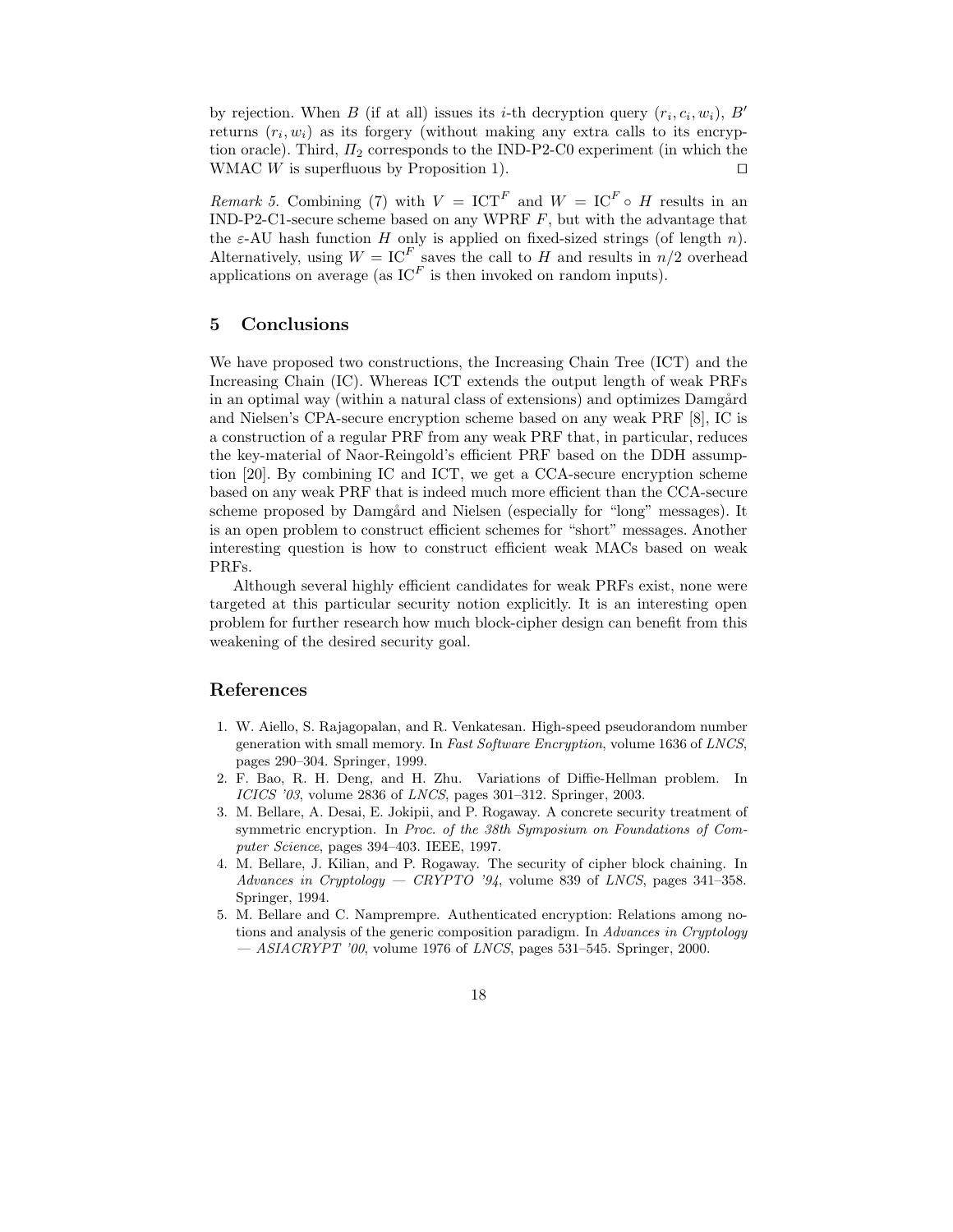by rejection. When $B$ (if at all) issues its $i$-th decryption query $(r_i, c_i, w_i)$, $B'$ returns $(r_i, w_i)$ as its forgery (without making any extra calls to its encryption oracle). Third, $\Pi_2$ corresponds to the IND-P2-C0 experiment (in which the WMAC $W$ is superfluous by Proposition 1). $\square$

*Remark 5.* Combining (7) with $V = \mathrm{ICT}^F$ and $W = \mathrm{IC}^F \circ H$ results in an IND-P2-C1-secure scheme based on any WPRF $F$, but with the advantage that the $\varepsilon$-AU hash function $H$ only is applied on fixed-sized strings (of length $n$). Alternatively, using $W = \mathrm{IC}^F$ saves the call to $H$ and results in $n/2$ overhead applications on average (as $\mathrm{IC}^F$ is then invoked on random inputs).

## 5 Conclusions

We have proposed two constructions, the Increasing Chain Tree (ICT) and the Increasing Chain (IC). Whereas ICT extends the output length of weak PRFs in an optimal way (within a natural class of extensions) and optimizes Damgård and Nielsen's CPA-secure encryption scheme based on any weak PRF [8], IC is a construction of a regular PRF from any weak PRF that, in particular, reduces the key-material of Naor-Reingold's efficient PRF based on the DDH assumption [20]. By combining IC and ICT, we get a CCA-secure encryption scheme based on any weak PRF that is indeed much more efficient than the CCA-secure scheme proposed by Damgård and Nielsen (especially for "long" messages). It is an open problem to construct efficient schemes for "short" messages. Another interesting question is how to construct efficient weak MACs based on weak PRFs.

Although several highly efficient candidates for weak PRFs exist, none were targeted at this particular security notion explicitly. It is an interesting open problem for further research how much block-cipher design can benefit from this weakening of the desired security goal.

## References

1. W. Aiello, S. Rajagopalan, and R. Venkatesan. High-speed pseudorandom number generation with small memory. In *Fast Software Encryption*, volume 1636 of *LNCS*, pages 290–304. Springer, 1999.
2. F. Bao, R. H. Deng, and H. Zhu. Variations of Diffie-Hellman problem. In *ICICS '03*, volume 2836 of *LNCS*, pages 301–312. Springer, 2003.
3. M. Bellare, A. Desai, E. Jokipii, and P. Rogaway. A concrete security treatment of symmetric encryption. In *Proc. of the 38th Symposium on Foundations of Computer Science*, pages 394–403. IEEE, 1997.
4. M. Bellare, J. Kilian, and P. Rogaway. The security of cipher block chaining. In *Advances in Cryptology — CRYPTO '94*, volume 839 of *LNCS*, pages 341–358. Springer, 1994.
5. M. Bellare and C. Namprempre. Authenticated encryption: Relations among notions and analysis of the generic composition paradigm. In *Advances in Cryptology — ASIACRYPT '00*, volume 1976 of *LNCS*, pages 531–545. Springer, 2000.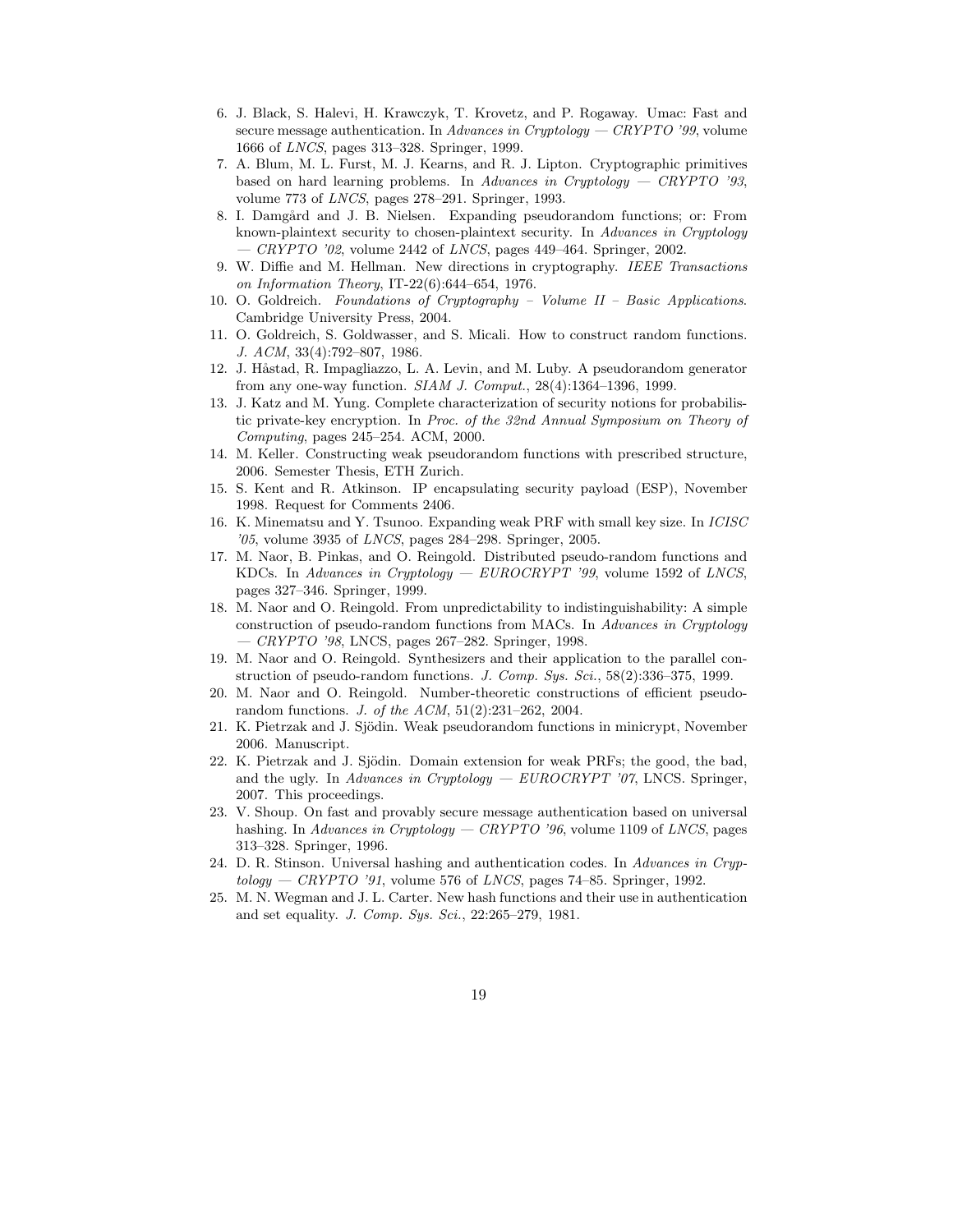6. J. Black, S. Halevi, H. Krawczyk, T. Krovetz, and P. Rogaway. Umac: Fast and secure message authentication. In *Advances in Cryptology — CRYPTO '99*, volume 1666 of *LNCS*, pages 313–328. Springer, 1999.
7. A. Blum, M. L. Furst, M. J. Kearns, and R. J. Lipton. Cryptographic primitives based on hard learning problems. In *Advances in Cryptology — CRYPTO '93*, volume 773 of *LNCS*, pages 278–291. Springer, 1993.
8. I. Damgård and J. B. Nielsen. Expanding pseudorandom functions; or: From known-plaintext security to chosen-plaintext security. In *Advances in Cryptology — CRYPTO '02*, volume 2442 of *LNCS*, pages 449–464. Springer, 2002.
9. W. Diffie and M. Hellman. New directions in cryptography. *IEEE Transactions on Information Theory*, IT-22(6):644–654, 1976.
10. O. Goldreich. *Foundations of Cryptography – Volume II – Basic Applications*. Cambridge University Press, 2004.
11. O. Goldreich, S. Goldwasser, and S. Micali. How to construct random functions. *J. ACM*, 33(4):792–807, 1986.
12. J. Håstad, R. Impagliazzo, L. A. Levin, and M. Luby. A pseudorandom generator from any one-way function. *SIAM J. Comput.*, 28(4):1364–1396, 1999.
13. J. Katz and M. Yung. Complete characterization of security notions for probabilistic private-key encryption. In *Proc. of the 32nd Annual Symposium on Theory of Computing*, pages 245–254. ACM, 2000.
14. M. Keller. Constructing weak pseudorandom functions with prescribed structure, 2006. Semester Thesis, ETH Zurich.
15. S. Kent and R. Atkinson. IP encapsulating security payload (ESP), November 1998. Request for Comments 2406.
16. K. Minematsu and Y. Tsunoo. Expanding weak PRF with small key size. In *ICISC '05*, volume 3935 of *LNCS*, pages 284–298. Springer, 2005.
17. M. Naor, B. Pinkas, and O. Reingold. Distributed pseudo-random functions and KDCs. In *Advances in Cryptology — EUROCRYPT '99*, volume 1592 of *LNCS*, pages 327–346. Springer, 1999.
18. M. Naor and O. Reingold. From unpredictability to indistinguishability: A simple construction of pseudo-random functions from MACs. In *Advances in Cryptology — CRYPTO '98*, LNCS, pages 267–282. Springer, 1998.
19. M. Naor and O. Reingold. Synthesizers and their application to the parallel construction of pseudo-random functions. *J. Comp. Sys. Sci.*, 58(2):336–375, 1999.
20. M. Naor and O. Reingold. Number-theoretic constructions of efficient pseudo-random functions. *J. of the ACM*, 51(2):231–262, 2004.
21. K. Pietrzak and J. Sjödin. Weak pseudorandom functions in minicrypt, November 2006. Manuscript.
22. K. Pietrzak and J. Sjödin. Domain extension for weak PRFs; the good, the bad, and the ugly. In *Advances in Cryptology — EUROCRYPT '07*, LNCS. Springer, 2007. This proceedings.
23. V. Shoup. On fast and provably secure message authentication based on universal hashing. In *Advances in Cryptology — CRYPTO '96*, volume 1109 of *LNCS*, pages 313–328. Springer, 1996.
24. D. R. Stinson. Universal hashing and authentication codes. In *Advances in Cryptology — CRYPTO '91*, volume 576 of *LNCS*, pages 74–85. Springer, 1992.
25. M. N. Wegman and J. L. Carter. New hash functions and their use in authentication and set equality. *J. Comp. Sys. Sci.*, 22:265–279, 1981.